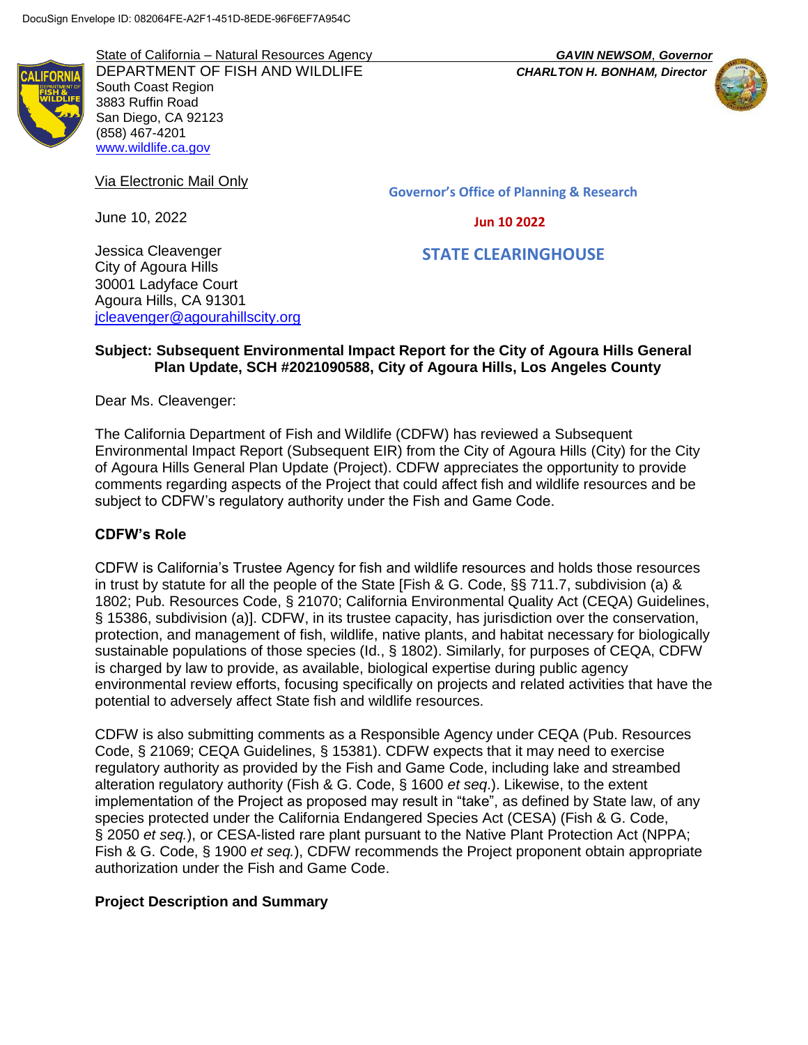DocuSign Envelope ID: 082064FE-A2F1-451D-8EDE-96F6EF7A954C

State of California – Natural Resources Agency
DEPARTMENT OF FISH AND WILDLIFE
South Coast Region
3883 Ruffin Road
San Diego, CA 92123
(858) 467-4201
www.wildlife.ca.gov

***GAVIN NEWSOM*, Governor**
***CHARLTON H. BONHAM, Director***

Via Electronic Mail Only

Governor's Office of Planning & Research

Jun 10 2022

**STATE CLEARINGHOUSE**

June 10, 2022

Jessica Cleavenger
City of Agoura Hills
30001 Ladyface Court
Agoura Hills, CA 91301
jcleavenger@agourahillscity.org

**Subject: Subsequent Environmental Impact Report for the City of Agoura Hills General Plan Update, SCH #2021090588, City of Agoura Hills, Los Angeles County**

Dear Ms. Cleavenger:

The California Department of Fish and Wildlife (CDFW) has reviewed a Subsequent Environmental Impact Report (Subsequent EIR) from the City of Agoura Hills (City) for the City of Agoura Hills General Plan Update (Project). CDFW appreciates the opportunity to provide comments regarding aspects of the Project that could affect fish and wildlife resources and be subject to CDFW's regulatory authority under the Fish and Game Code.

**CDFW's Role**

CDFW is California's Trustee Agency for fish and wildlife resources and holds those resources in trust by statute for all the people of the State [Fish & G. Code, §§ 711.7, subdivision (a) & 1802; Pub. Resources Code, § 21070; California Environmental Quality Act (CEQA) Guidelines, § 15386, subdivision (a)]. CDFW, in its trustee capacity, has jurisdiction over the conservation, protection, and management of fish, wildlife, native plants, and habitat necessary for biologically sustainable populations of those species (Id., § 1802). Similarly, for purposes of CEQA, CDFW is charged by law to provide, as available, biological expertise during public agency environmental review efforts, focusing specifically on projects and related activities that have the potential to adversely affect State fish and wildlife resources.

CDFW is also submitting comments as a Responsible Agency under CEQA (Pub. Resources Code, § 21069; CEQA Guidelines, § 15381). CDFW expects that it may need to exercise regulatory authority as provided by the Fish and Game Code, including lake and streambed alteration regulatory authority (Fish & G. Code, § 1600 *et seq*.). Likewise, to the extent implementation of the Project as proposed may result in "take", as defined by State law, of any species protected under the California Endangered Species Act (CESA) (Fish & G. Code, § 2050 *et seq.*), or CESA-listed rare plant pursuant to the Native Plant Protection Act (NPPA; Fish & G. Code, § 1900 *et seq.*), CDFW recommends the Project proponent obtain appropriate authorization under the Fish and Game Code.

**Project Description and Summary**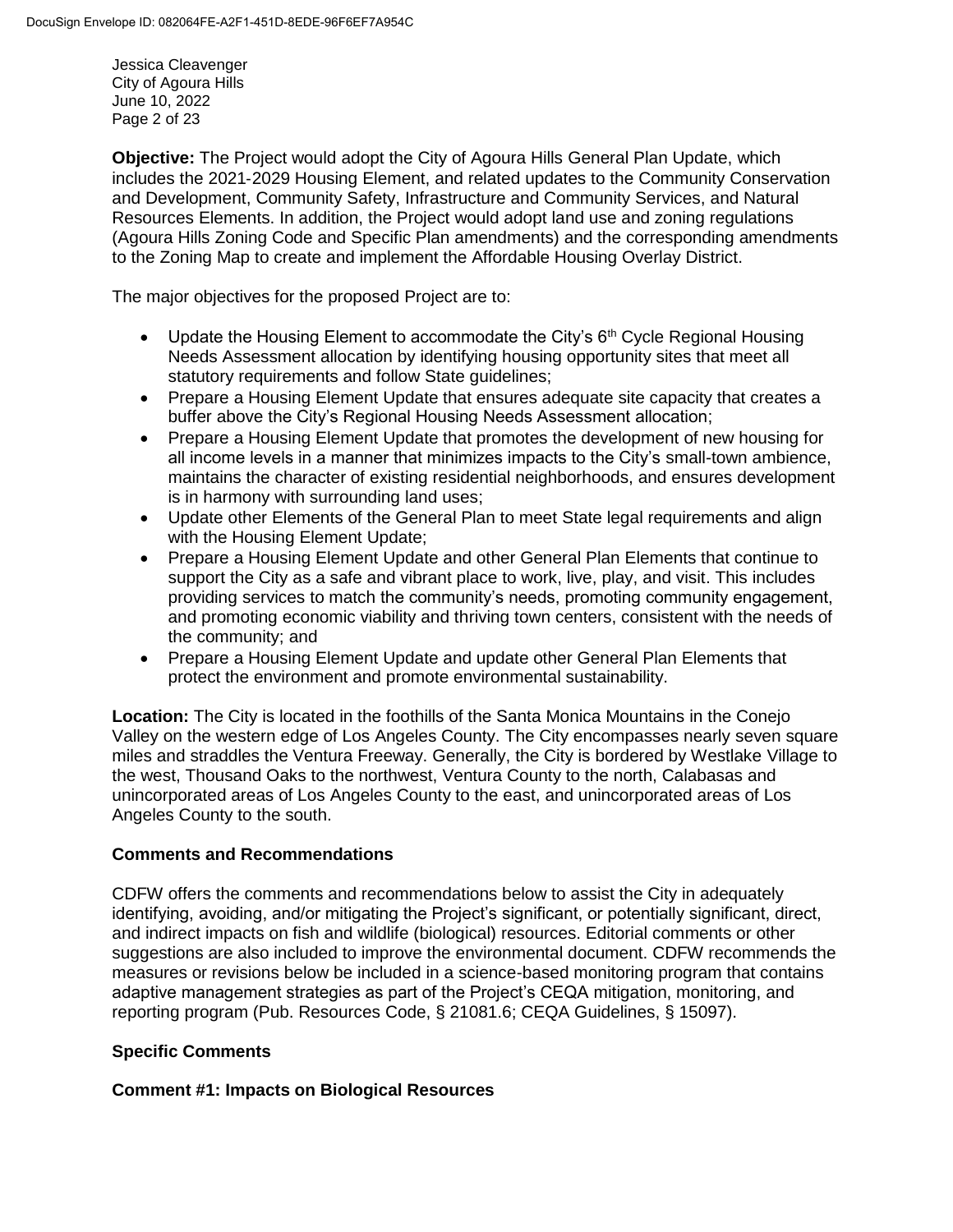**Objective:** The Project would adopt the City of Agoura Hills General Plan Update, which includes the 2021-2029 Housing Element, and related updates to the Community Conservation and Development, Community Safety, Infrastructure and Community Services, and Natural Resources Elements. In addition, the Project would adopt land use and zoning regulations (Agoura Hills Zoning Code and Specific Plan amendments) and the corresponding amendments to the Zoning Map to create and implement the Affordable Housing Overlay District.

The major objectives for the proposed Project are to:

- Update the Housing Element to accommodate the City's 6th Cycle Regional Housing Needs Assessment allocation by identifying housing opportunity sites that meet all statutory requirements and follow State guidelines;
- Prepare a Housing Element Update that ensures adequate site capacity that creates a buffer above the City's Regional Housing Needs Assessment allocation;
- Prepare a Housing Element Update that promotes the development of new housing for all income levels in a manner that minimizes impacts to the City's small-town ambience, maintains the character of existing residential neighborhoods, and ensures development is in harmony with surrounding land uses;
- Update other Elements of the General Plan to meet State legal requirements and align with the Housing Element Update;
- Prepare a Housing Element Update and other General Plan Elements that continue to support the City as a safe and vibrant place to work, live, play, and visit. This includes providing services to match the community's needs, promoting community engagement, and promoting economic viability and thriving town centers, consistent with the needs of the community; and
- Prepare a Housing Element Update and update other General Plan Elements that protect the environment and promote environmental sustainability.

**Location:** The City is located in the foothills of the Santa Monica Mountains in the Conejo Valley on the western edge of Los Angeles County. The City encompasses nearly seven square miles and straddles the Ventura Freeway. Generally, the City is bordered by Westlake Village to the west, Thousand Oaks to the northwest, Ventura County to the north, Calabasas and unincorporated areas of Los Angeles County to the east, and unincorporated areas of Los Angeles County to the south.

## Comments and Recommendations

CDFW offers the comments and recommendations below to assist the City in adequately identifying, avoiding, and/or mitigating the Project's significant, or potentially significant, direct, and indirect impacts on fish and wildlife (biological) resources. Editorial comments or other suggestions are also included to improve the environmental document. CDFW recommends the measures or revisions below be included in a science-based monitoring program that contains adaptive management strategies as part of the Project's CEQA mitigation, monitoring, and reporting program (Pub. Resources Code, § 21081.6; CEQA Guidelines, § 15097).

## Specific Comments

### Comment #1: Impacts on Biological Resources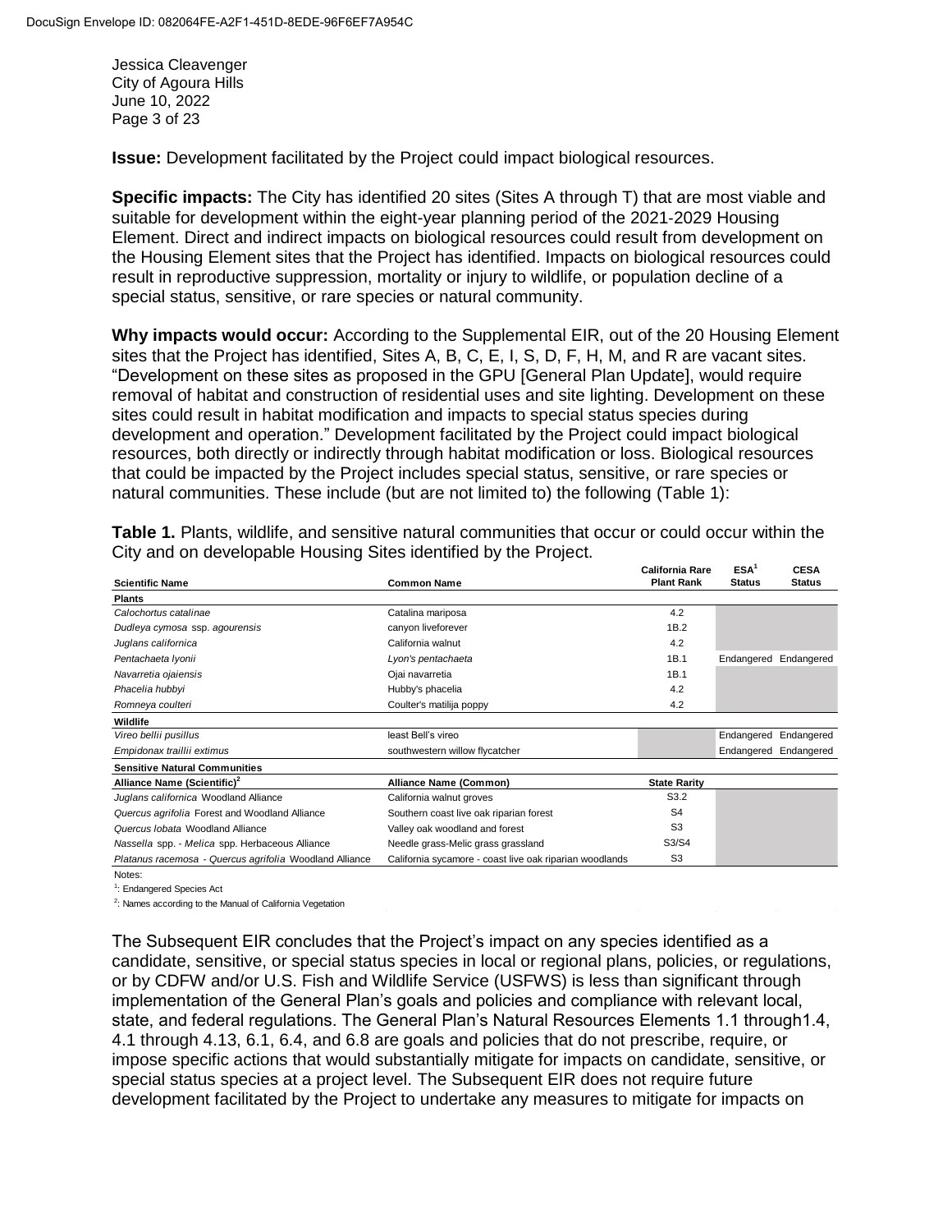Jessica Cleavenger
City of Agoura Hills
June 10, 2022

**Issue:** Development facilitated by the Project could impact biological resources.

**Specific impacts:** The City has identified 20 sites (Sites A through T) that are most viable and suitable for development within the eight-year planning period of the 2021-2029 Housing Element. Direct and indirect impacts on biological resources could result from development on the Housing Element sites that the Project has identified. Impacts on biological resources could result in reproductive suppression, mortality or injury to wildlife, or population decline of a special status, sensitive, or rare species or natural community.

**Why impacts would occur:** According to the Supplemental EIR, out of the 20 Housing Element sites that the Project has identified, Sites A, B, C, E, I, S, D, F, H, M, and R are vacant sites. "Development on these sites as proposed in the GPU [General Plan Update], would require removal of habitat and construction of residential uses and site lighting. Development on these sites could result in habitat modification and impacts to special status species during development and operation." Development facilitated by the Project could impact biological resources, both directly or indirectly through habitat modification or loss. Biological resources that could be impacted by the Project includes special status, sensitive, or rare species or natural communities. These include (but are not limited to) the following (Table 1):

**Table 1.** Plants, wildlife, and sensitive natural communities that occur or could occur within the City and on developable Housing Sites identified by the Project.

| Scientific Name | Common Name | California Rare Plant Rank | ESA[1] Status | CESA Status |
|---|---|---|---|---|
| **Plants** | | | | |
| *Calochortus catalinae* | Catalina mariposa | 4.2 | | |
| *Dudleya cymosa* ssp. *agourensis* | canyon liveforever | 1B.2 | | |
| *Juglans californica* | California walnut | 4.2 | | |
| *Pentachaeta lyonii* | *Lyon's pentachaeta* | 1B.1 | Endangered | Endangered |
| *Navarretia ojaiensis* | Ojai navarretia | 1B.1 | | |
| *Phacelia hubbyi* | Hubby's phacelia | 4.2 | | |
| *Romneya coulteri* | Coulter's matilija poppy | 4.2 | | |
| **Wildlife** | | | | |
| *Vireo bellii pusillus* | least Bell's vireo | | Endangered | Endangered |
| *Empidonax traillii extimus* | southwestern willow flycatcher | | Endangered | Endangered |
| **Sensitive Natural Communities** | | | | |
| **Alliance Name (Scientific)[2]** | **Alliance Name (Common)** | **State Rarity** | | |
| *Juglans californica* Woodland Alliance | California walnut groves | S3.2 | | |
| *Quercus agrifolia* Forest and Woodland Alliance | Southern coast live oak riparian forest | S4 | | |
| *Quercus lobata* Woodland Alliance | Valley oak woodland and forest | S3 | | |
| *Nassella* spp. - *Melica* spp. Herbaceous Alliance | Needle grass-Melic grass grassland | S3/S4 | | |
| *Platanus racemosa* - *Quercus agrifolia* Woodland Alliance | California sycamore - coast live oak riparian woodlands | S3 | | |

Notes:

[1]: Endangered Species Act

[2]: Names according to the Manual of California Vegetation

The Subsequent EIR concludes that the Project's impact on any species identified as a candidate, sensitive, or special status species in local or regional plans, policies, or regulations, or by CDFW and/or U.S. Fish and Wildlife Service (USFWS) is less than significant through implementation of the General Plan's goals and policies and compliance with relevant local, state, and federal regulations. The General Plan's Natural Resources Elements 1.1 through1.4, 4.1 through 4.13, 6.1, 6.4, and 6.8 are goals and policies that do not prescribe, require, or impose specific actions that would substantially mitigate for impacts on candidate, sensitive, or special status species at a project level. The Subsequent EIR does not require future development facilitated by the Project to undertake any measures to mitigate for impacts on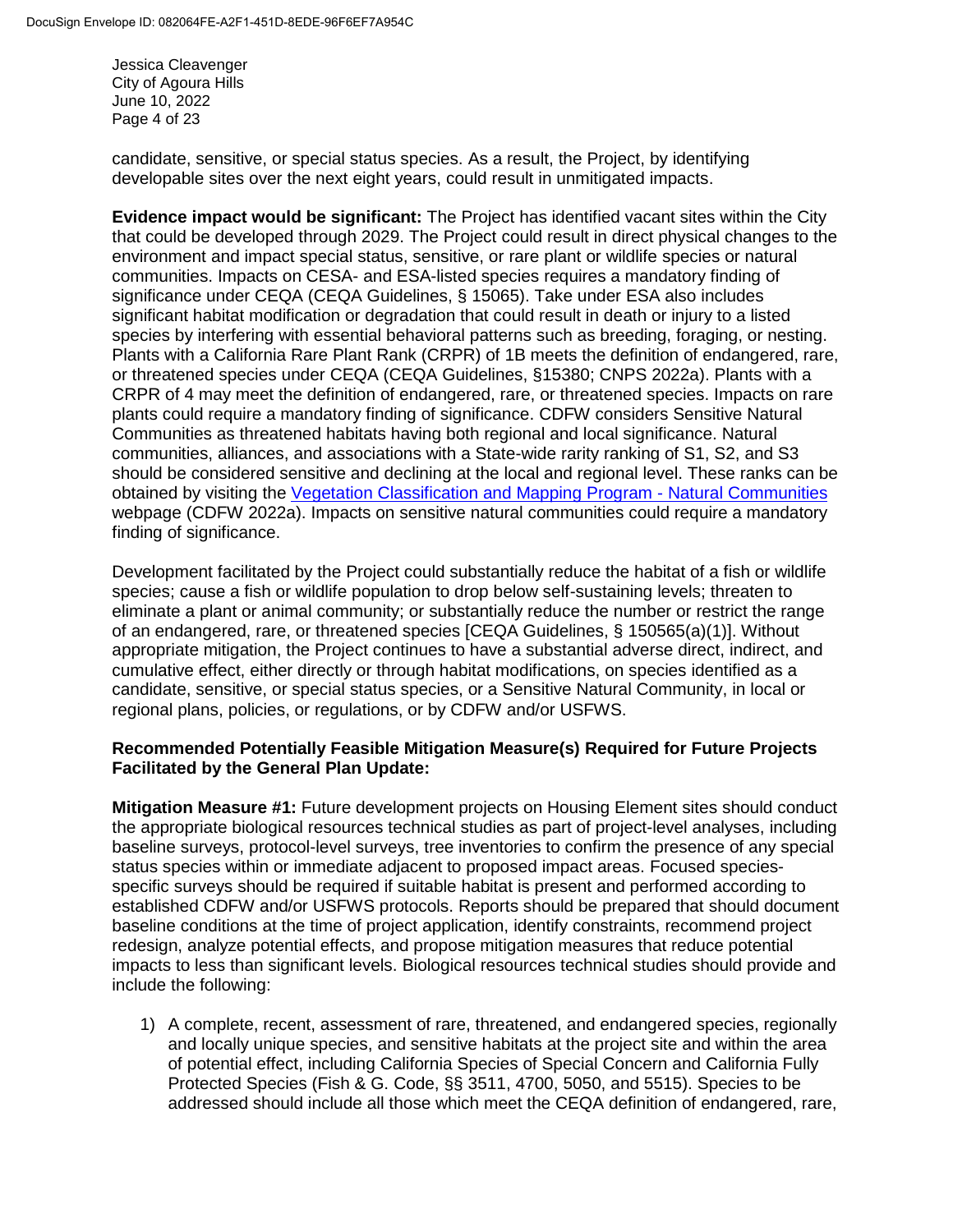candidate, sensitive, or special status species. As a result, the Project, by identifying developable sites over the next eight years, could result in unmitigated impacts.

**Evidence impact would be significant:** The Project has identified vacant sites within the City that could be developed through 2029. The Project could result in direct physical changes to the environment and impact special status, sensitive, or rare plant or wildlife species or natural communities. Impacts on CESA- and ESA-listed species requires a mandatory finding of significance under CEQA (CEQA Guidelines, § 15065). Take under ESA also includes significant habitat modification or degradation that could result in death or injury to a listed species by interfering with essential behavioral patterns such as breeding, foraging, or nesting. Plants with a California Rare Plant Rank (CRPR) of 1B meets the definition of endangered, rare, or threatened species under CEQA (CEQA Guidelines, §15380; CNPS 2022a). Plants with a CRPR of 4 may meet the definition of endangered, rare, or threatened species. Impacts on rare plants could require a mandatory finding of significance. CDFW considers Sensitive Natural Communities as threatened habitats having both regional and local significance. Natural communities, alliances, and associations with a State-wide rarity ranking of S1, S2, and S3 should be considered sensitive and declining at the local and regional level. These ranks can be obtained by visiting the [Vegetation Classification and Mapping Program - Natural Communities](#) webpage (CDFW 2022a). Impacts on sensitive natural communities could require a mandatory finding of significance.

Development facilitated by the Project could substantially reduce the habitat of a fish or wildlife species; cause a fish or wildlife population to drop below self-sustaining levels; threaten to eliminate a plant or animal community; or substantially reduce the number or restrict the range of an endangered, rare, or threatened species [CEQA Guidelines, § 150565(a)(1)]. Without appropriate mitigation, the Project continues to have a substantial adverse direct, indirect, and cumulative effect, either directly or through habitat modifications, on species identified as a candidate, sensitive, or special status species, or a Sensitive Natural Community, in local or regional plans, policies, or regulations, or by CDFW and/or USFWS.

**Recommended Potentially Feasible Mitigation Measure(s) Required for Future Projects Facilitated by the General Plan Update:**

**Mitigation Measure #1:** Future development projects on Housing Element sites should conduct the appropriate biological resources technical studies as part of project-level analyses, including baseline surveys, protocol-level surveys, tree inventories to confirm the presence of any special status species within or immediate adjacent to proposed impact areas. Focused species-specific surveys should be required if suitable habitat is present and performed according to established CDFW and/or USFWS protocols. Reports should be prepared that should document baseline conditions at the time of project application, identify constraints, recommend project redesign, analyze potential effects, and propose mitigation measures that reduce potential impacts to less than significant levels. Biological resources technical studies should provide and include the following:

1) A complete, recent, assessment of rare, threatened, and endangered species, regionally and locally unique species, and sensitive habitats at the project site and within the area of potential effect, including California Species of Special Concern and California Fully Protected Species (Fish & G. Code, §§ 3511, 4700, 5050, and 5515). Species to be addressed should include all those which meet the CEQA definition of endangered, rare,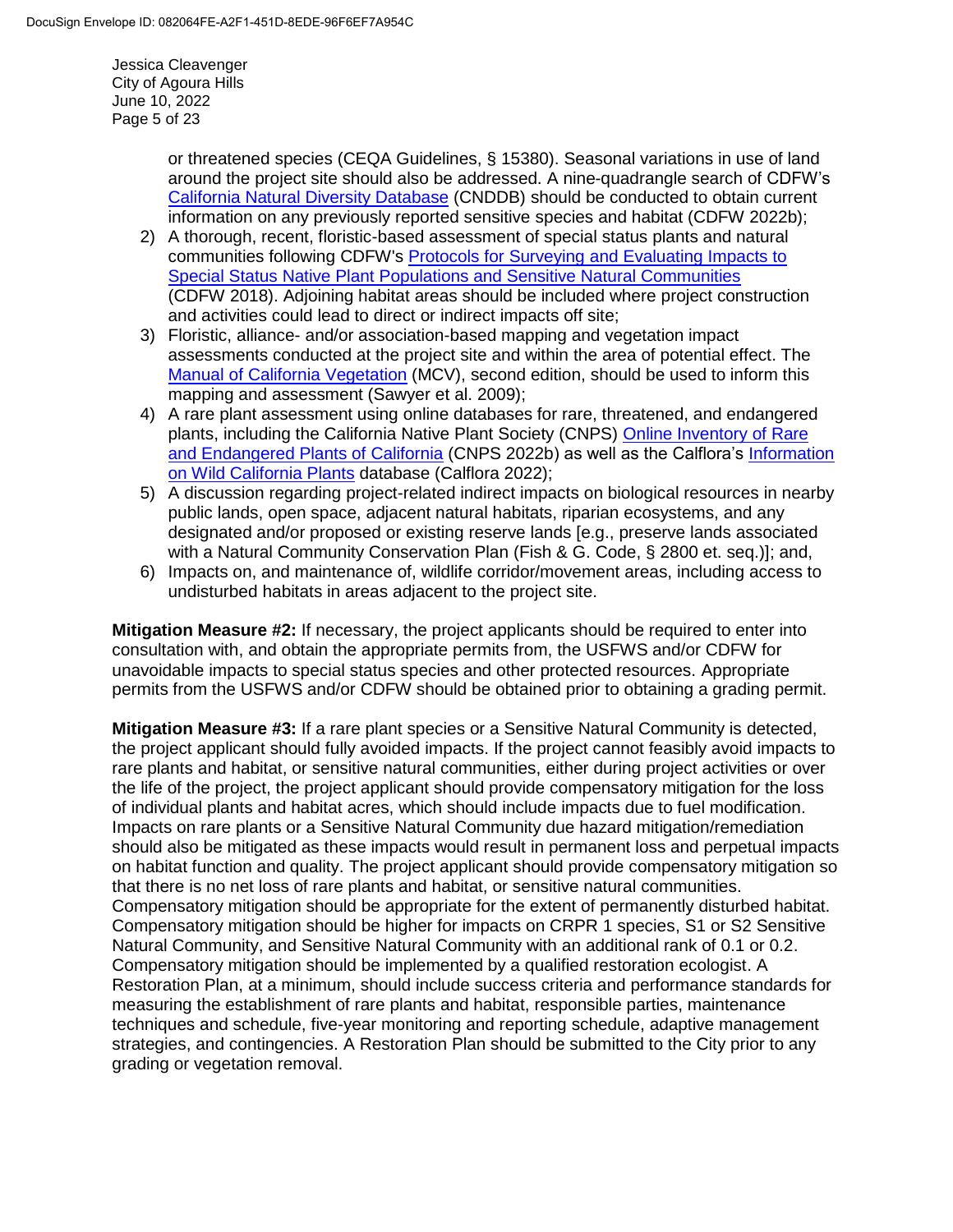or threatened species (CEQA Guidelines, § 15380). Seasonal variations in use of land around the project site should also be addressed. A nine-quadrangle search of CDFW's California Natural Diversity Database (CNDDB) should be conducted to obtain current information on any previously reported sensitive species and habitat (CDFW 2022b);

2) A thorough, recent, floristic-based assessment of special status plants and natural communities following CDFW's Protocols for Surveying and Evaluating Impacts to Special Status Native Plant Populations and Sensitive Natural Communities (CDFW 2018). Adjoining habitat areas should be included where project construction and activities could lead to direct or indirect impacts off site;
3) Floristic, alliance- and/or association-based mapping and vegetation impact assessments conducted at the project site and within the area of potential effect. The Manual of California Vegetation (MCV), second edition, should be used to inform this mapping and assessment (Sawyer et al. 2009);
4) A rare plant assessment using online databases for rare, threatened, and endangered plants, including the California Native Plant Society (CNPS) Online Inventory of Rare and Endangered Plants of California (CNPS 2022b) as well as the Calflora's Information on Wild California Plants database (Calflora 2022);
5) A discussion regarding project-related indirect impacts on biological resources in nearby public lands, open space, adjacent natural habitats, riparian ecosystems, and any designated and/or proposed or existing reserve lands [e.g., preserve lands associated with a Natural Community Conservation Plan (Fish & G. Code, § 2800 et. seq.)]; and,
6) Impacts on, and maintenance of, wildlife corridor/movement areas, including access to undisturbed habitats in areas adjacent to the project site.

**Mitigation Measure #2:** If necessary, the project applicants should be required to enter into consultation with, and obtain the appropriate permits from, the USFWS and/or CDFW for unavoidable impacts to special status species and other protected resources. Appropriate permits from the USFWS and/or CDFW should be obtained prior to obtaining a grading permit.

**Mitigation Measure #3:** If a rare plant species or a Sensitive Natural Community is detected, the project applicant should fully avoided impacts. If the project cannot feasibly avoid impacts to rare plants and habitat, or sensitive natural communities, either during project activities or over the life of the project, the project applicant should provide compensatory mitigation for the loss of individual plants and habitat acres, which should include impacts due to fuel modification. Impacts on rare plants or a Sensitive Natural Community due hazard mitigation/remediation should also be mitigated as these impacts would result in permanent loss and perpetual impacts on habitat function and quality. The project applicant should provide compensatory mitigation so that there is no net loss of rare plants and habitat, or sensitive natural communities. Compensatory mitigation should be appropriate for the extent of permanently disturbed habitat. Compensatory mitigation should be higher for impacts on CRPR 1 species, S1 or S2 Sensitive Natural Community, and Sensitive Natural Community with an additional rank of 0.1 or 0.2. Compensatory mitigation should be implemented by a qualified restoration ecologist. A Restoration Plan, at a minimum, should include success criteria and performance standards for measuring the establishment of rare plants and habitat, responsible parties, maintenance techniques and schedule, five-year monitoring and reporting schedule, adaptive management strategies, and contingencies. A Restoration Plan should be submitted to the City prior to any grading or vegetation removal.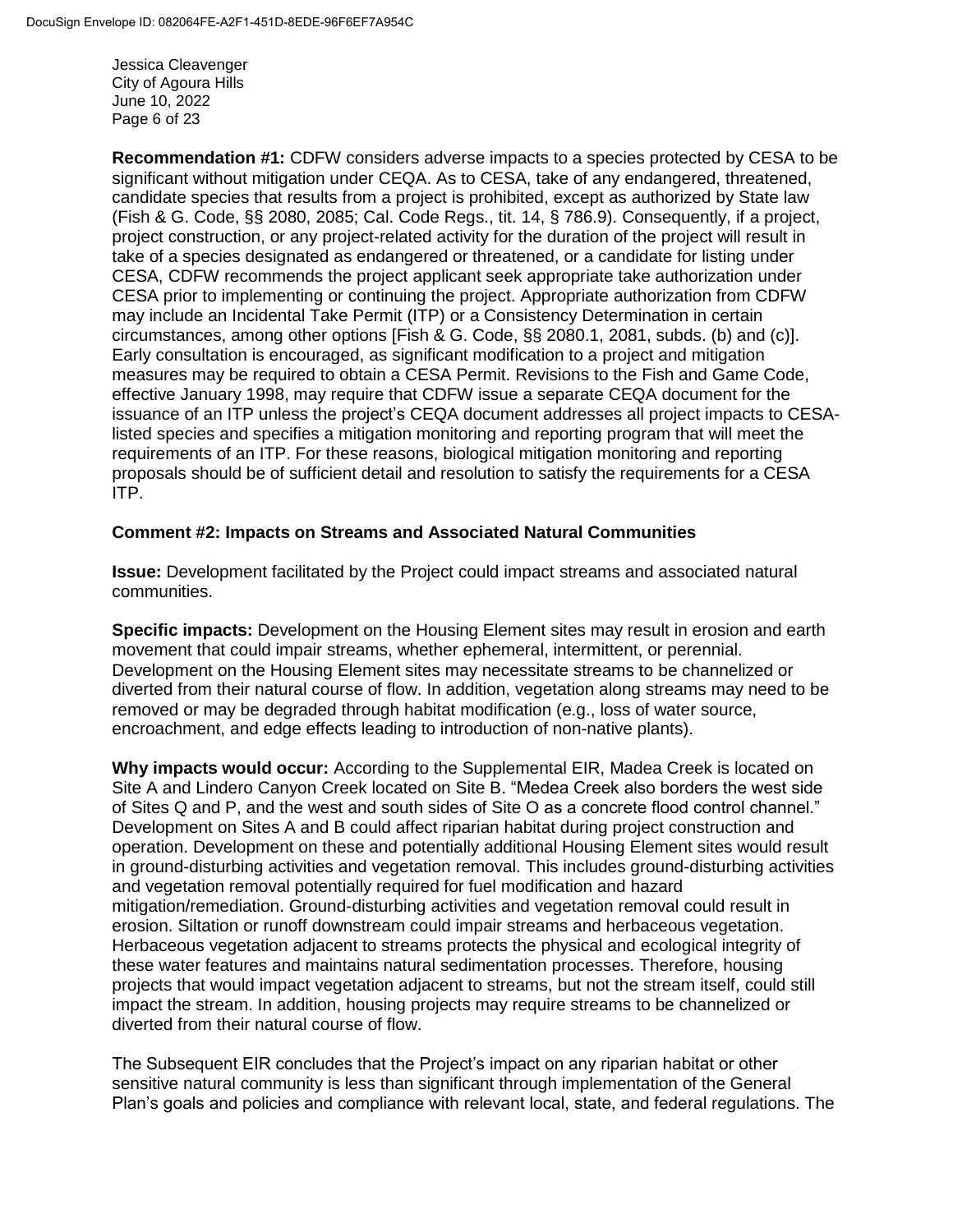**Recommendation #1:** CDFW considers adverse impacts to a species protected by CESA to be significant without mitigation under CEQA. As to CESA, take of any endangered, threatened, candidate species that results from a project is prohibited, except as authorized by State law (Fish & G. Code, §§ 2080, 2085; Cal. Code Regs., tit. 14, § 786.9). Consequently, if a project, project construction, or any project-related activity for the duration of the project will result in take of a species designated as endangered or threatened, or a candidate for listing under CESA, CDFW recommends the project applicant seek appropriate take authorization under CESA prior to implementing or continuing the project. Appropriate authorization from CDFW may include an Incidental Take Permit (ITP) or a Consistency Determination in certain circumstances, among other options [Fish & G. Code, §§ 2080.1, 2081, subds. (b) and (c)]. Early consultation is encouraged, as significant modification to a project and mitigation measures may be required to obtain a CESA Permit. Revisions to the Fish and Game Code, effective January 1998, may require that CDFW issue a separate CEQA document for the issuance of an ITP unless the project's CEQA document addresses all project impacts to CESA-listed species and specifies a mitigation monitoring and reporting program that will meet the requirements of an ITP. For these reasons, biological mitigation monitoring and reporting proposals should be of sufficient detail and resolution to satisfy the requirements for a CESA ITP.

**Comment #2: Impacts on Streams and Associated Natural Communities**

**Issue:** Development facilitated by the Project could impact streams and associated natural communities.

**Specific impacts:** Development on the Housing Element sites may result in erosion and earth movement that could impair streams, whether ephemeral, intermittent, or perennial. Development on the Housing Element sites may necessitate streams to be channelized or diverted from their natural course of flow. In addition, vegetation along streams may need to be removed or may be degraded through habitat modification (e.g., loss of water source, encroachment, and edge effects leading to introduction of non-native plants).

**Why impacts would occur:** According to the Supplemental EIR, Madea Creek is located on Site A and Lindero Canyon Creek located on Site B. "Medea Creek also borders the west side of Sites Q and P, and the west and south sides of Site O as a concrete flood control channel." Development on Sites A and B could affect riparian habitat during project construction and operation. Development on these and potentially additional Housing Element sites would result in ground-disturbing activities and vegetation removal. This includes ground-disturbing activities and vegetation removal potentially required for fuel modification and hazard mitigation/remediation. Ground-disturbing activities and vegetation removal could result in erosion. Siltation or runoff downstream could impair streams and herbaceous vegetation. Herbaceous vegetation adjacent to streams protects the physical and ecological integrity of these water features and maintains natural sedimentation processes. Therefore, housing projects that would impact vegetation adjacent to streams, but not the stream itself, could still impact the stream. In addition, housing projects may require streams to be channelized or diverted from their natural course of flow.

The Subsequent EIR concludes that the Project's impact on any riparian habitat or other sensitive natural community is less than significant through implementation of the General Plan's goals and policies and compliance with relevant local, state, and federal regulations. The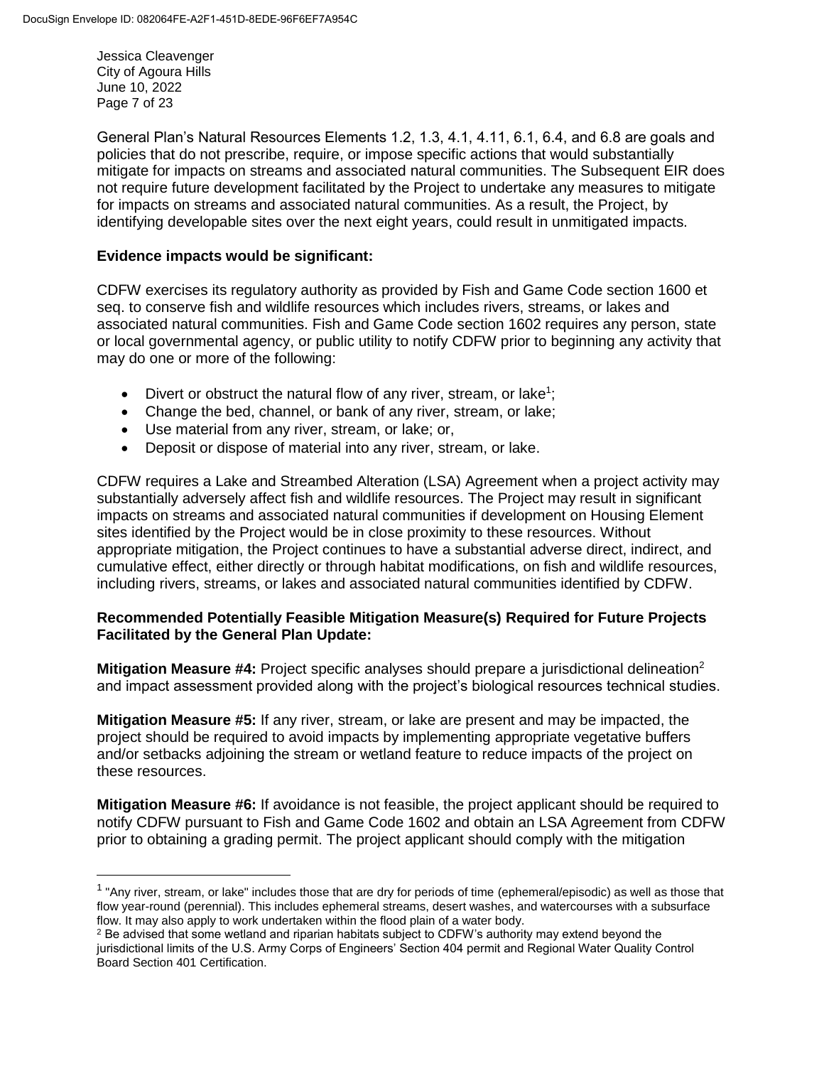General Plan's Natural Resources Elements 1.2, 1.3, 4.1, 4.11, 6.1, 6.4, and 6.8 are goals and policies that do not prescribe, require, or impose specific actions that would substantially mitigate for impacts on streams and associated natural communities. The Subsequent EIR does not require future development facilitated by the Project to undertake any measures to mitigate for impacts on streams and associated natural communities. As a result, the Project, by identifying developable sites over the next eight years, could result in unmitigated impacts.

**Evidence impacts would be significant:**

CDFW exercises its regulatory authority as provided by Fish and Game Code section 1600 et seq. to conserve fish and wildlife resources which includes rivers, streams, or lakes and associated natural communities. Fish and Game Code section 1602 requires any person, state or local governmental agency, or public utility to notify CDFW prior to beginning any activity that may do one or more of the following:

- Divert or obstruct the natural flow of any river, stream, or lake[1];
- Change the bed, channel, or bank of any river, stream, or lake;
- Use material from any river, stream, or lake; or,
- Deposit or dispose of material into any river, stream, or lake.

CDFW requires a Lake and Streambed Alteration (LSA) Agreement when a project activity may substantially adversely affect fish and wildlife resources. The Project may result in significant impacts on streams and associated natural communities if development on Housing Element sites identified by the Project would be in close proximity to these resources. Without appropriate mitigation, the Project continues to have a substantial adverse direct, indirect, and cumulative effect, either directly or through habitat modifications, on fish and wildlife resources, including rivers, streams, or lakes and associated natural communities identified by CDFW.

**Recommended Potentially Feasible Mitigation Measure(s) Required for Future Projects Facilitated by the General Plan Update:**

**Mitigation Measure #4:** Project specific analyses should prepare a jurisdictional delineation[2] and impact assessment provided along with the project's biological resources technical studies.

**Mitigation Measure #5:** If any river, stream, or lake are present and may be impacted, the project should be required to avoid impacts by implementing appropriate vegetative buffers and/or setbacks adjoining the stream or wetland feature to reduce impacts of the project on these resources.

**Mitigation Measure #6:** If avoidance is not feasible, the project applicant should be required to notify CDFW pursuant to Fish and Game Code 1602 and obtain an LSA Agreement from CDFW prior to obtaining a grading permit. The project applicant should comply with the mitigation

[1] "Any river, stream, or lake" includes those that are dry for periods of time (ephemeral/episodic) as well as those that flow year-round (perennial). This includes ephemeral streams, desert washes, and watercourses with a subsurface flow. It may also apply to work undertaken within the flood plain of a water body.

[2] Be advised that some wetland and riparian habitats subject to CDFW's authority may extend beyond the jurisdictional limits of the U.S. Army Corps of Engineers' Section 404 permit and Regional Water Quality Control Board Section 401 Certification.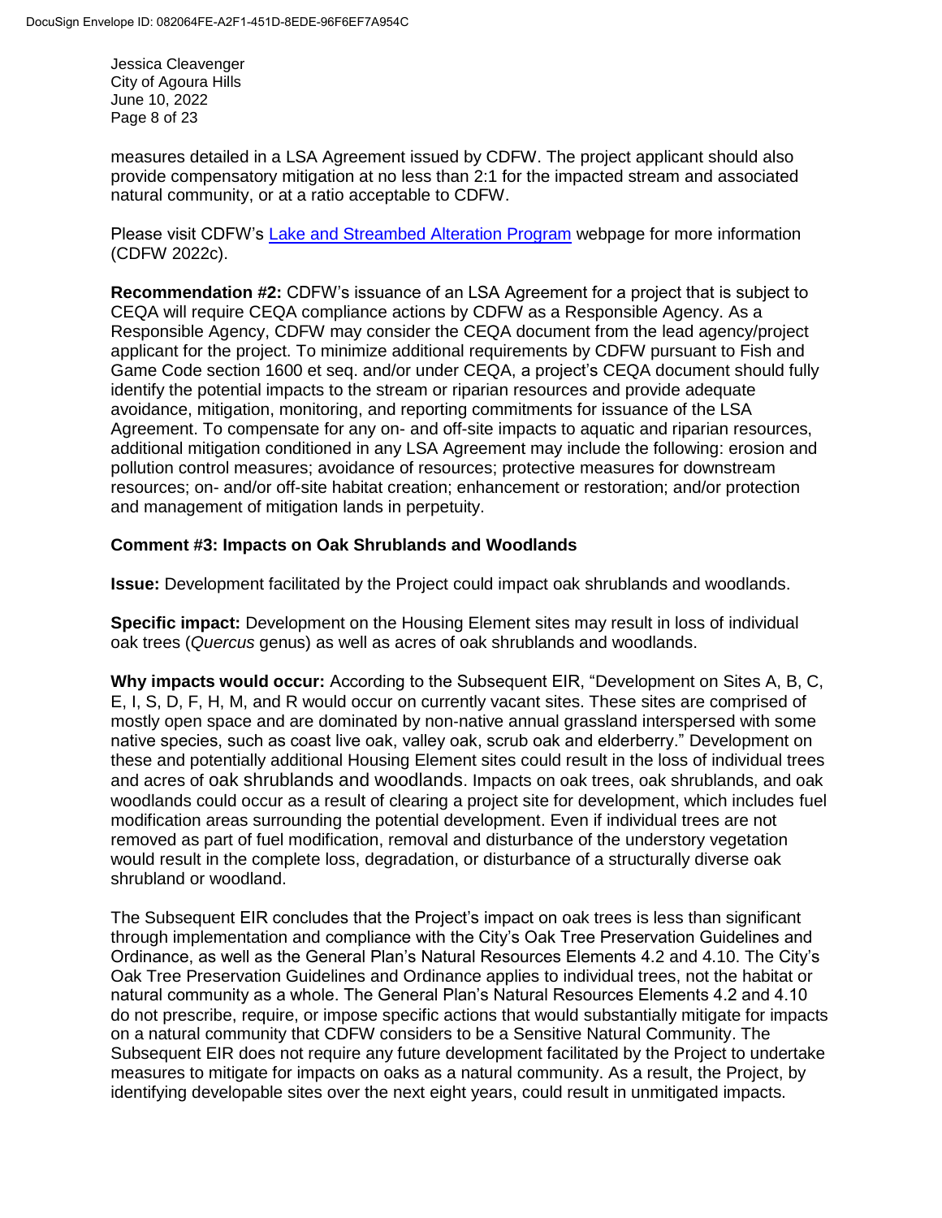measures detailed in a LSA Agreement issued by CDFW. The project applicant should also provide compensatory mitigation at no less than 2:1 for the impacted stream and associated natural community, or at a ratio acceptable to CDFW.

Please visit CDFW's Lake and Streambed Alteration Program webpage for more information (CDFW 2022c).

**Recommendation #2:** CDFW's issuance of an LSA Agreement for a project that is subject to CEQA will require CEQA compliance actions by CDFW as a Responsible Agency. As a Responsible Agency, CDFW may consider the CEQA document from the lead agency/project applicant for the project. To minimize additional requirements by CDFW pursuant to Fish and Game Code section 1600 et seq. and/or under CEQA, a project's CEQA document should fully identify the potential impacts to the stream or riparian resources and provide adequate avoidance, mitigation, monitoring, and reporting commitments for issuance of the LSA Agreement. To compensate for any on- and off-site impacts to aquatic and riparian resources, additional mitigation conditioned in any LSA Agreement may include the following: erosion and pollution control measures; avoidance of resources; protective measures for downstream resources; on- and/or off-site habitat creation; enhancement or restoration; and/or protection and management of mitigation lands in perpetuity.

**Comment #3: Impacts on Oak Shrublands and Woodlands**

**Issue:** Development facilitated by the Project could impact oak shrublands and woodlands.

**Specific impact:** Development on the Housing Element sites may result in loss of individual oak trees (*Quercus* genus) as well as acres of oak shrublands and woodlands.

**Why impacts would occur:** According to the Subsequent EIR, "Development on Sites A, B, C, E, I, S, D, F, H, M, and R would occur on currently vacant sites. These sites are comprised of mostly open space and are dominated by non-native annual grassland interspersed with some native species, such as coast live oak, valley oak, scrub oak and elderberry." Development on these and potentially additional Housing Element sites could result in the loss of individual trees and acres of oak shrublands and woodlands. Impacts on oak trees, oak shrublands, and oak woodlands could occur as a result of clearing a project site for development, which includes fuel modification areas surrounding the potential development. Even if individual trees are not removed as part of fuel modification, removal and disturbance of the understory vegetation would result in the complete loss, degradation, or disturbance of a structurally diverse oak shrubland or woodland.

The Subsequent EIR concludes that the Project's impact on oak trees is less than significant through implementation and compliance with the City's Oak Tree Preservation Guidelines and Ordinance, as well as the General Plan's Natural Resources Elements 4.2 and 4.10. The City's Oak Tree Preservation Guidelines and Ordinance applies to individual trees, not the habitat or natural community as a whole. The General Plan's Natural Resources Elements 4.2 and 4.10 do not prescribe, require, or impose specific actions that would substantially mitigate for impacts on a natural community that CDFW considers to be a Sensitive Natural Community. The Subsequent EIR does not require any future development facilitated by the Project to undertake measures to mitigate for impacts on oaks as a natural community. As a result, the Project, by identifying developable sites over the next eight years, could result in unmitigated impacts.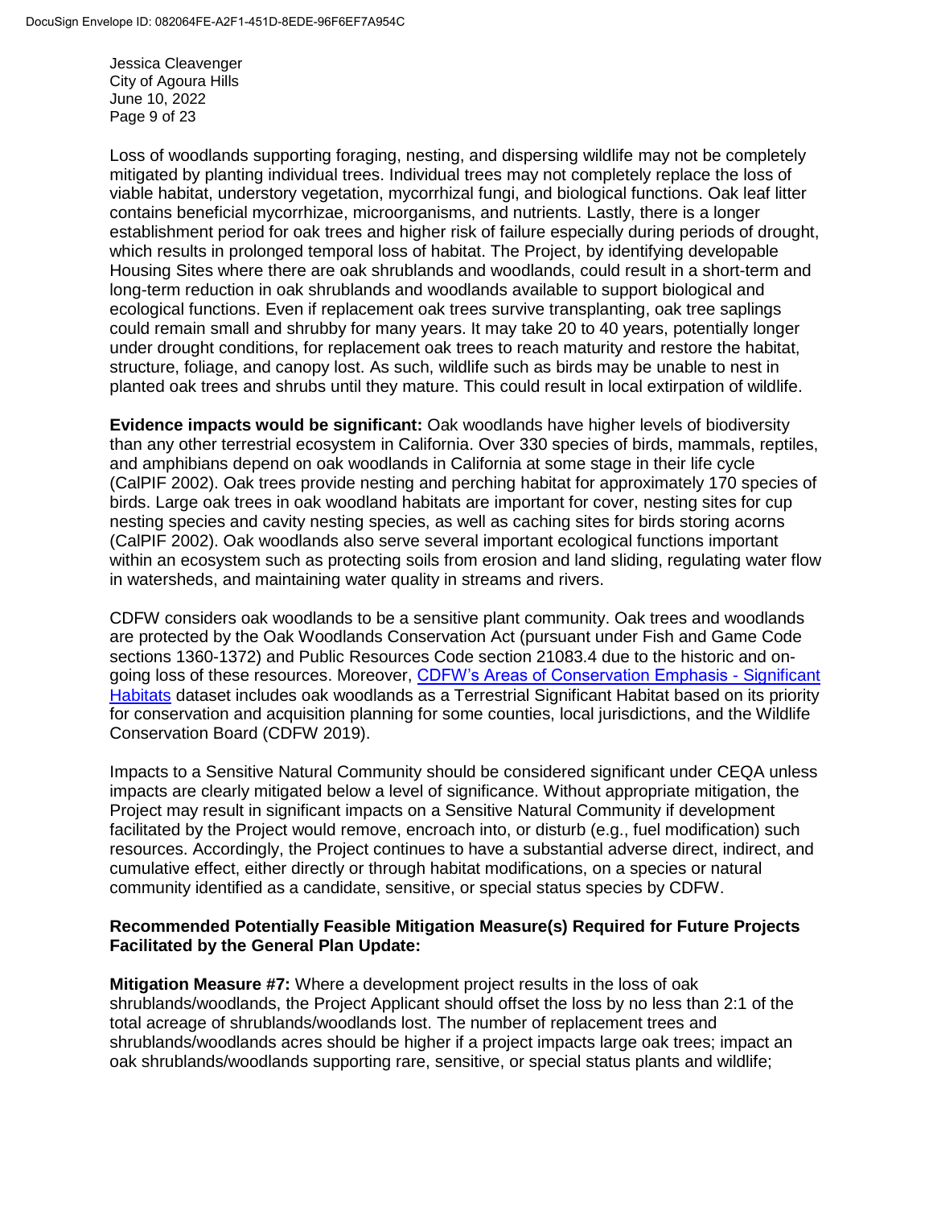Loss of woodlands supporting foraging, nesting, and dispersing wildlife may not be completely mitigated by planting individual trees. Individual trees may not completely replace the loss of viable habitat, understory vegetation, mycorrhizal fungi, and biological functions. Oak leaf litter contains beneficial mycorrhizae, microorganisms, and nutrients. Lastly, there is a longer establishment period for oak trees and higher risk of failure especially during periods of drought, which results in prolonged temporal loss of habitat. The Project, by identifying developable Housing Sites where there are oak shrublands and woodlands, could result in a short-term and long-term reduction in oak shrublands and woodlands available to support biological and ecological functions. Even if replacement oak trees survive transplanting, oak tree saplings could remain small and shrubby for many years. It may take 20 to 40 years, potentially longer under drought conditions, for replacement oak trees to reach maturity and restore the habitat, structure, foliage, and canopy lost. As such, wildlife such as birds may be unable to nest in planted oak trees and shrubs until they mature. This could result in local extirpation of wildlife.

**Evidence impacts would be significant:** Oak woodlands have higher levels of biodiversity than any other terrestrial ecosystem in California. Over 330 species of birds, mammals, reptiles, and amphibians depend on oak woodlands in California at some stage in their life cycle (CalPIF 2002). Oak trees provide nesting and perching habitat for approximately 170 species of birds. Large oak trees in oak woodland habitats are important for cover, nesting sites for cup nesting species and cavity nesting species, as well as caching sites for birds storing acorns (CalPIF 2002). Oak woodlands also serve several important ecological functions important within an ecosystem such as protecting soils from erosion and land sliding, regulating water flow in watersheds, and maintaining water quality in streams and rivers.

CDFW considers oak woodlands to be a sensitive plant community. Oak trees and woodlands are protected by the Oak Woodlands Conservation Act (pursuant under Fish and Game Code sections 1360-1372) and Public Resources Code section 21083.4 due to the historic and on-going loss of these resources. Moreover, CDFW's Areas of Conservation Emphasis - Significant Habitats dataset includes oak woodlands as a Terrestrial Significant Habitat based on its priority for conservation and acquisition planning for some counties, local jurisdictions, and the Wildlife Conservation Board (CDFW 2019).

Impacts to a Sensitive Natural Community should be considered significant under CEQA unless impacts are clearly mitigated below a level of significance. Without appropriate mitigation, the Project may result in significant impacts on a Sensitive Natural Community if development facilitated by the Project would remove, encroach into, or disturb (e.g., fuel modification) such resources. Accordingly, the Project continues to have a substantial adverse direct, indirect, and cumulative effect, either directly or through habitat modifications, on a species or natural community identified as a candidate, sensitive, or special status species by CDFW.

**Recommended Potentially Feasible Mitigation Measure(s) Required for Future Projects Facilitated by the General Plan Update:**

**Mitigation Measure #7:** Where a development project results in the loss of oak shrublands/woodlands, the Project Applicant should offset the loss by no less than 2:1 of the total acreage of shrublands/woodlands lost. The number of replacement trees and shrublands/woodlands acres should be higher if a project impacts large oak trees; impact an oak shrublands/woodlands supporting rare, sensitive, or special status plants and wildlife;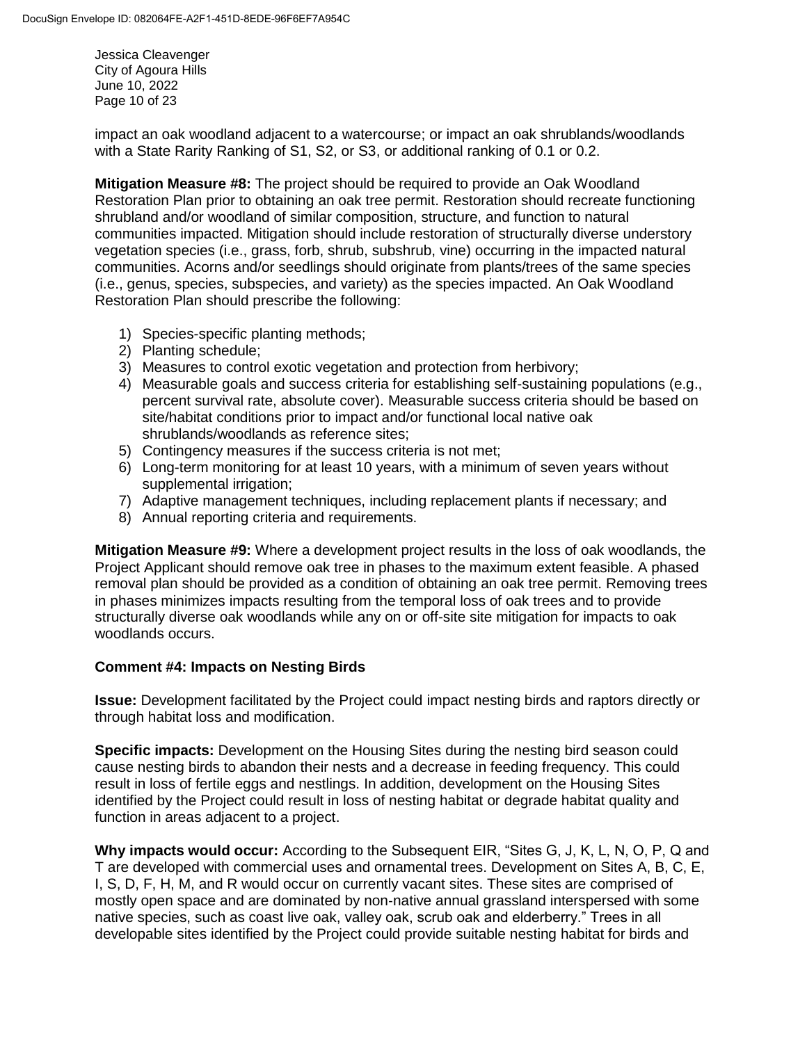impact an oak woodland adjacent to a watercourse; or impact an oak shrublands/woodlands with a State Rarity Ranking of S1, S2, or S3, or additional ranking of 0.1 or 0.2.

**Mitigation Measure #8:** The project should be required to provide an Oak Woodland Restoration Plan prior to obtaining an oak tree permit. Restoration should recreate functioning shrubland and/or woodland of similar composition, structure, and function to natural communities impacted. Mitigation should include restoration of structurally diverse understory vegetation species (i.e., grass, forb, shrub, subshrub, vine) occurring in the impacted natural communities. Acorns and/or seedlings should originate from plants/trees of the same species (i.e., genus, species, subspecies, and variety) as the species impacted. An Oak Woodland Restoration Plan should prescribe the following:

1) Species-specific planting methods;
2) Planting schedule;
3) Measures to control exotic vegetation and protection from herbivory;
4) Measurable goals and success criteria for establishing self-sustaining populations (e.g., percent survival rate, absolute cover). Measurable success criteria should be based on site/habitat conditions prior to impact and/or functional local native oak shrublands/woodlands as reference sites;
5) Contingency measures if the success criteria is not met;
6) Long-term monitoring for at least 10 years, with a minimum of seven years without supplemental irrigation;
7) Adaptive management techniques, including replacement plants if necessary; and
8) Annual reporting criteria and requirements.

**Mitigation Measure #9:** Where a development project results in the loss of oak woodlands, the Project Applicant should remove oak tree in phases to the maximum extent feasible. A phased removal plan should be provided as a condition of obtaining an oak tree permit. Removing trees in phases minimizes impacts resulting from the temporal loss of oak trees and to provide structurally diverse oak woodlands while any on or off-site site mitigation for impacts to oak woodlands occurs.

**Comment #4: Impacts on Nesting Birds**

**Issue:** Development facilitated by the Project could impact nesting birds and raptors directly or through habitat loss and modification.

**Specific impacts:** Development on the Housing Sites during the nesting bird season could cause nesting birds to abandon their nests and a decrease in feeding frequency. This could result in loss of fertile eggs and nestlings. In addition, development on the Housing Sites identified by the Project could result in loss of nesting habitat or degrade habitat quality and function in areas adjacent to a project.

**Why impacts would occur:** According to the Subsequent EIR, "Sites G, J, K, L, N, O, P, Q and T are developed with commercial uses and ornamental trees. Development on Sites A, B, C, E, I, S, D, F, H, M, and R would occur on currently vacant sites. These sites are comprised of mostly open space and are dominated by non-native annual grassland interspersed with some native species, such as coast live oak, valley oak, scrub oak and elderberry." Trees in all developable sites identified by the Project could provide suitable nesting habitat for birds and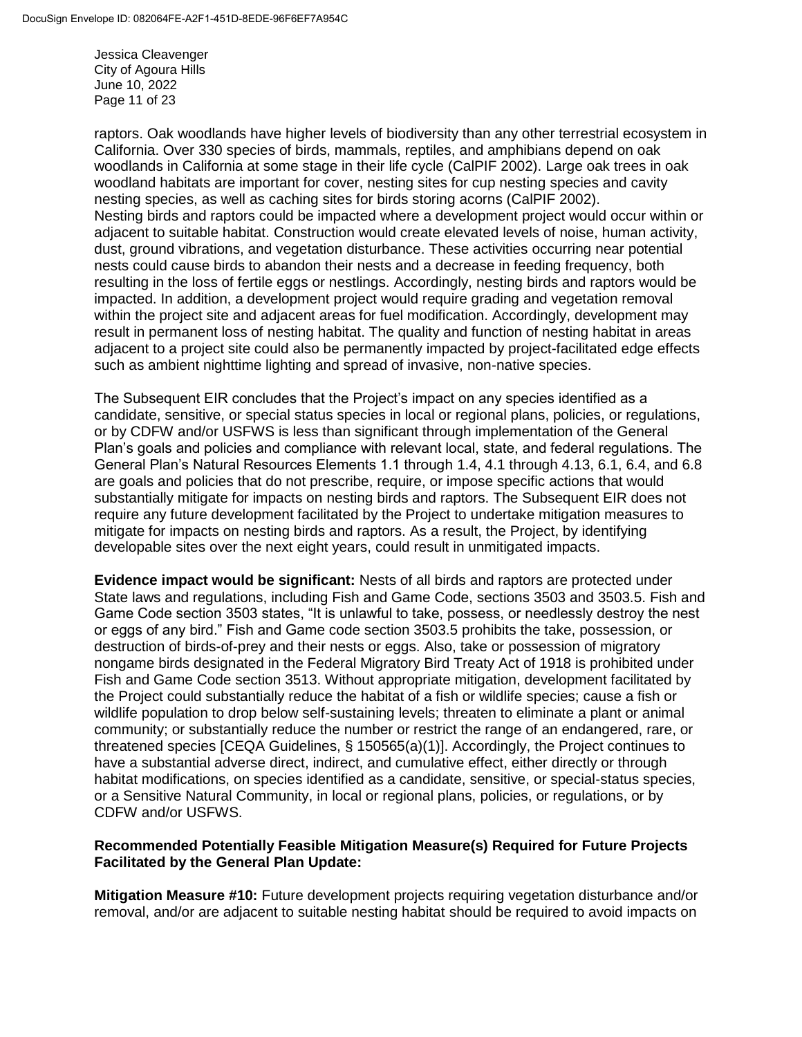raptors. Oak woodlands have higher levels of biodiversity than any other terrestrial ecosystem in California. Over 330 species of birds, mammals, reptiles, and amphibians depend on oak woodlands in California at some stage in their life cycle (CalPIF 2002). Large oak trees in oak woodland habitats are important for cover, nesting sites for cup nesting species and cavity nesting species, as well as caching sites for birds storing acorns (CalPIF 2002). Nesting birds and raptors could be impacted where a development project would occur within or adjacent to suitable habitat. Construction would create elevated levels of noise, human activity, dust, ground vibrations, and vegetation disturbance. These activities occurring near potential nests could cause birds to abandon their nests and a decrease in feeding frequency, both resulting in the loss of fertile eggs or nestlings. Accordingly, nesting birds and raptors would be impacted. In addition, a development project would require grading and vegetation removal within the project site and adjacent areas for fuel modification. Accordingly, development may result in permanent loss of nesting habitat. The quality and function of nesting habitat in areas adjacent to a project site could also be permanently impacted by project-facilitated edge effects such as ambient nighttime lighting and spread of invasive, non-native species.

The Subsequent EIR concludes that the Project's impact on any species identified as a candidate, sensitive, or special status species in local or regional plans, policies, or regulations, or by CDFW and/or USFWS is less than significant through implementation of the General Plan's goals and policies and compliance with relevant local, state, and federal regulations. The General Plan's Natural Resources Elements 1.1 through 1.4, 4.1 through 4.13, 6.1, 6.4, and 6.8 are goals and policies that do not prescribe, require, or impose specific actions that would substantially mitigate for impacts on nesting birds and raptors. The Subsequent EIR does not require any future development facilitated by the Project to undertake mitigation measures to mitigate for impacts on nesting birds and raptors. As a result, the Project, by identifying developable sites over the next eight years, could result in unmitigated impacts.

**Evidence impact would be significant:** Nests of all birds and raptors are protected under State laws and regulations, including Fish and Game Code, sections 3503 and 3503.5. Fish and Game Code section 3503 states, "It is unlawful to take, possess, or needlessly destroy the nest or eggs of any bird." Fish and Game code section 3503.5 prohibits the take, possession, or destruction of birds-of-prey and their nests or eggs. Also, take or possession of migratory nongame birds designated in the Federal Migratory Bird Treaty Act of 1918 is prohibited under Fish and Game Code section 3513. Without appropriate mitigation, development facilitated by the Project could substantially reduce the habitat of a fish or wildlife species; cause a fish or wildlife population to drop below self-sustaining levels; threaten to eliminate a plant or animal community; or substantially reduce the number or restrict the range of an endangered, rare, or threatened species [CEQA Guidelines, § 150565(a)(1)]. Accordingly, the Project continues to have a substantial adverse direct, indirect, and cumulative effect, either directly or through habitat modifications, on species identified as a candidate, sensitive, or special-status species, or a Sensitive Natural Community, in local or regional plans, policies, or regulations, or by CDFW and/or USFWS.

**Recommended Potentially Feasible Mitigation Measure(s) Required for Future Projects Facilitated by the General Plan Update:**

**Mitigation Measure #10:** Future development projects requiring vegetation disturbance and/or removal, and/or are adjacent to suitable nesting habitat should be required to avoid impacts on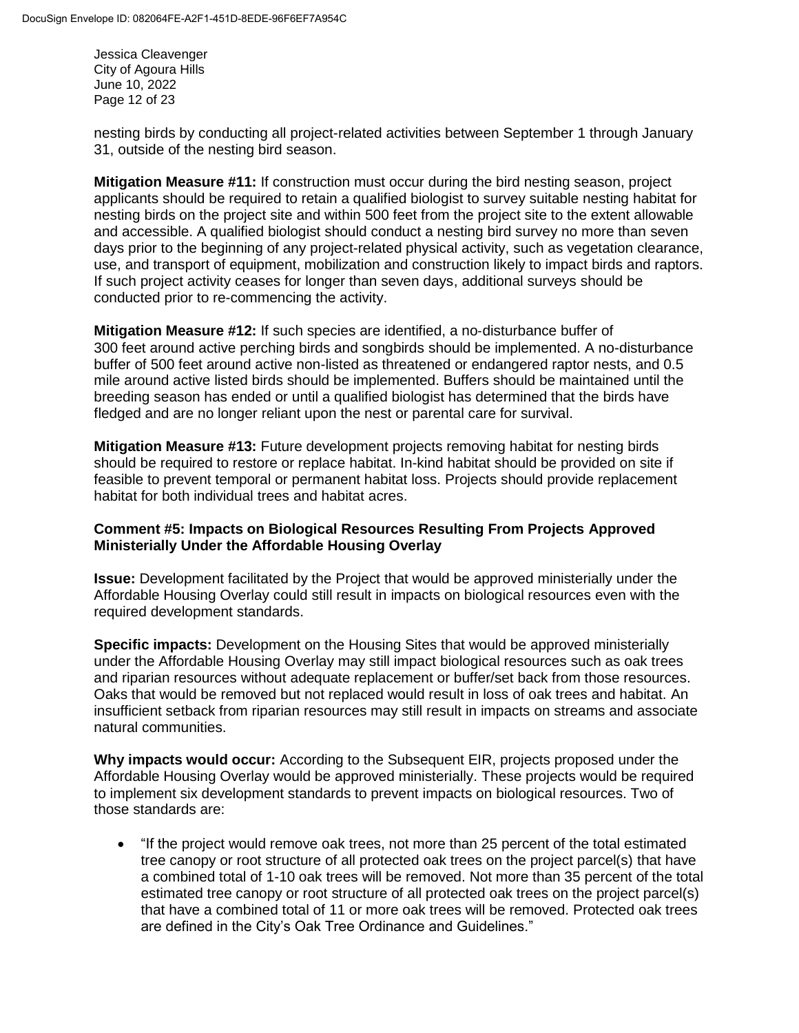nesting birds by conducting all project-related activities between September 1 through January 31, outside of the nesting bird season.

**Mitigation Measure #11:** If construction must occur during the bird nesting season, project applicants should be required to retain a qualified biologist to survey suitable nesting habitat for nesting birds on the project site and within 500 feet from the project site to the extent allowable and accessible. A qualified biologist should conduct a nesting bird survey no more than seven days prior to the beginning of any project-related physical activity, such as vegetation clearance, use, and transport of equipment, mobilization and construction likely to impact birds and raptors. If such project activity ceases for longer than seven days, additional surveys should be conducted prior to re-commencing the activity.

**Mitigation Measure #12:** If such species are identified, a no-disturbance buffer of 300 feet around active perching birds and songbirds should be implemented. A no-disturbance buffer of 500 feet around active non-listed as threatened or endangered raptor nests, and 0.5 mile around active listed birds should be implemented. Buffers should be maintained until the breeding season has ended or until a qualified biologist has determined that the birds have fledged and are no longer reliant upon the nest or parental care for survival.

**Mitigation Measure #13:** Future development projects removing habitat for nesting birds should be required to restore or replace habitat. In-kind habitat should be provided on site if feasible to prevent temporal or permanent habitat loss. Projects should provide replacement habitat for both individual trees and habitat acres.

**Comment #5: Impacts on Biological Resources Resulting From Projects Approved Ministerially Under the Affordable Housing Overlay**

**Issue:** Development facilitated by the Project that would be approved ministerially under the Affordable Housing Overlay could still result in impacts on biological resources even with the required development standards.

**Specific impacts:** Development on the Housing Sites that would be approved ministerially under the Affordable Housing Overlay may still impact biological resources such as oak trees and riparian resources without adequate replacement or buffer/set back from those resources. Oaks that would be removed but not replaced would result in loss of oak trees and habitat. An insufficient setback from riparian resources may still result in impacts on streams and associate natural communities.

**Why impacts would occur:** According to the Subsequent EIR, projects proposed under the Affordable Housing Overlay would be approved ministerially. These projects would be required to implement six development standards to prevent impacts on biological resources. Two of those standards are:

- "If the project would remove oak trees, not more than 25 percent of the total estimated tree canopy or root structure of all protected oak trees on the project parcel(s) that have a combined total of 1-10 oak trees will be removed. Not more than 35 percent of the total estimated tree canopy or root structure of all protected oak trees on the project parcel(s) that have a combined total of 11 or more oak trees will be removed. Protected oak trees are defined in the City's Oak Tree Ordinance and Guidelines."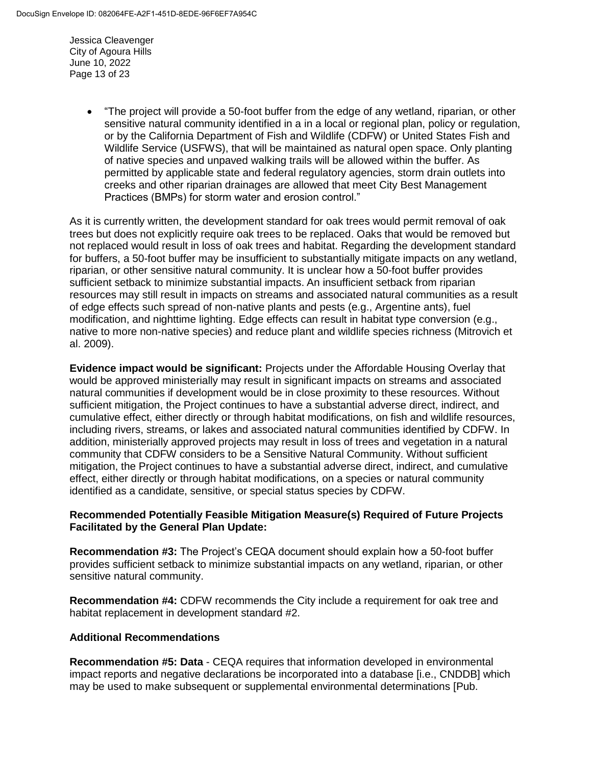- "The project will provide a 50-foot buffer from the edge of any wetland, riparian, or other sensitive natural community identified in a in a local or regional plan, policy or regulation, or by the California Department of Fish and Wildlife (CDFW) or United States Fish and Wildlife Service (USFWS), that will be maintained as natural open space. Only planting of native species and unpaved walking trails will be allowed within the buffer. As permitted by applicable state and federal regulatory agencies, storm drain outlets into creeks and other riparian drainages are allowed that meet City Best Management Practices (BMPs) for storm water and erosion control."

As it is currently written, the development standard for oak trees would permit removal of oak trees but does not explicitly require oak trees to be replaced. Oaks that would be removed but not replaced would result in loss of oak trees and habitat. Regarding the development standard for buffers, a 50-foot buffer may be insufficient to substantially mitigate impacts on any wetland, riparian, or other sensitive natural community. It is unclear how a 50-foot buffer provides sufficient setback to minimize substantial impacts. An insufficient setback from riparian resources may still result in impacts on streams and associated natural communities as a result of edge effects such spread of non-native plants and pests (e.g., Argentine ants), fuel modification, and nighttime lighting. Edge effects can result in habitat type conversion (e.g., native to more non-native species) and reduce plant and wildlife species richness (Mitrovich et al. 2009).

**Evidence impact would be significant:** Projects under the Affordable Housing Overlay that would be approved ministerially may result in significant impacts on streams and associated natural communities if development would be in close proximity to these resources. Without sufficient mitigation, the Project continues to have a substantial adverse direct, indirect, and cumulative effect, either directly or through habitat modifications, on fish and wildlife resources, including rivers, streams, or lakes and associated natural communities identified by CDFW. In addition, ministerially approved projects may result in loss of trees and vegetation in a natural community that CDFW considers to be a Sensitive Natural Community. Without sufficient mitigation, the Project continues to have a substantial adverse direct, indirect, and cumulative effect, either directly or through habitat modifications, on a species or natural community identified as a candidate, sensitive, or special status species by CDFW.

**Recommended Potentially Feasible Mitigation Measure(s) Required of Future Projects Facilitated by the General Plan Update:**

**Recommendation #3:** The Project's CEQA document should explain how a 50-foot buffer provides sufficient setback to minimize substantial impacts on any wetland, riparian, or other sensitive natural community.

**Recommendation #4:** CDFW recommends the City include a requirement for oak tree and habitat replacement in development standard #2.

**Additional Recommendations**

**Recommendation #5: Data** - CEQA requires that information developed in environmental impact reports and negative declarations be incorporated into a database [i.e., CNDDB] which may be used to make subsequent or supplemental environmental determinations [Pub.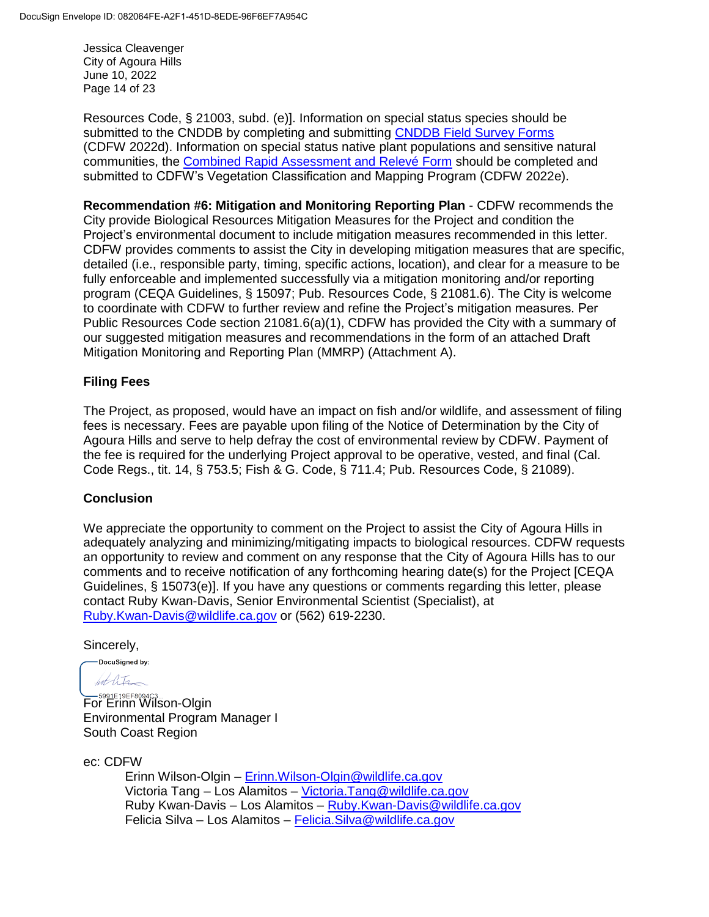Resources Code, § 21003, subd. (e)]. Information on special status species should be submitted to the CNDDB by completing and submitting CNDDB Field Survey Forms (CDFW 2022d). Information on special status native plant populations and sensitive natural communities, the Combined Rapid Assessment and Relevé Form should be completed and submitted to CDFW's Vegetation Classification and Mapping Program (CDFW 2022e).

**Recommendation #6: Mitigation and Monitoring Reporting Plan** - CDFW recommends the City provide Biological Resources Mitigation Measures for the Project and condition the Project's environmental document to include mitigation measures recommended in this letter. CDFW provides comments to assist the City in developing mitigation measures that are specific, detailed (i.e., responsible party, timing, specific actions, location), and clear for a measure to be fully enforceable and implemented successfully via a mitigation monitoring and/or reporting program (CEQA Guidelines, § 15097; Pub. Resources Code, § 21081.6). The City is welcome to coordinate with CDFW to further review and refine the Project's mitigation measures. Per Public Resources Code section 21081.6(a)(1), CDFW has provided the City with a summary of our suggested mitigation measures and recommendations in the form of an attached Draft Mitigation Monitoring and Reporting Plan (MMRP) (Attachment A).

## Filing Fees

The Project, as proposed, would have an impact on fish and/or wildlife, and assessment of filing fees is necessary. Fees are payable upon filing of the Notice of Determination by the City of Agoura Hills and serve to help defray the cost of environmental review by CDFW. Payment of the fee is required for the underlying Project approval to be operative, vested, and final (Cal. Code Regs., tit. 14, § 753.5; Fish & G. Code, § 711.4; Pub. Resources Code, § 21089).

## Conclusion

We appreciate the opportunity to comment on the Project to assist the City of Agoura Hills in adequately analyzing and minimizing/mitigating impacts to biological resources. CDFW requests an opportunity to review and comment on any response that the City of Agoura Hills has to our comments and to receive notification of any forthcoming hearing date(s) for the Project [CEQA Guidelines, § 15073(e)]. If you have any questions or comments regarding this letter, please contact Ruby Kwan-Davis, Senior Environmental Scientist (Specialist), at Ruby.Kwan-Davis@wildlife.ca.gov or (562) 619-2230.

Sincerely,

DocuSigned by:

5991F19EF8094C3

For Erinn Wilson-Olgin
Environmental Program Manager I
South Coast Region

ec: CDFW

Erinn Wilson-Olgin – Erinn.Wilson-Olgin@wildlife.ca.gov
Victoria Tang – Los Alamitos – Victoria.Tang@wildlife.ca.gov
Ruby Kwan-Davis – Los Alamitos – Ruby.Kwan-Davis@wildlife.ca.gov
Felicia Silva – Los Alamitos – Felicia.Silva@wildlife.ca.gov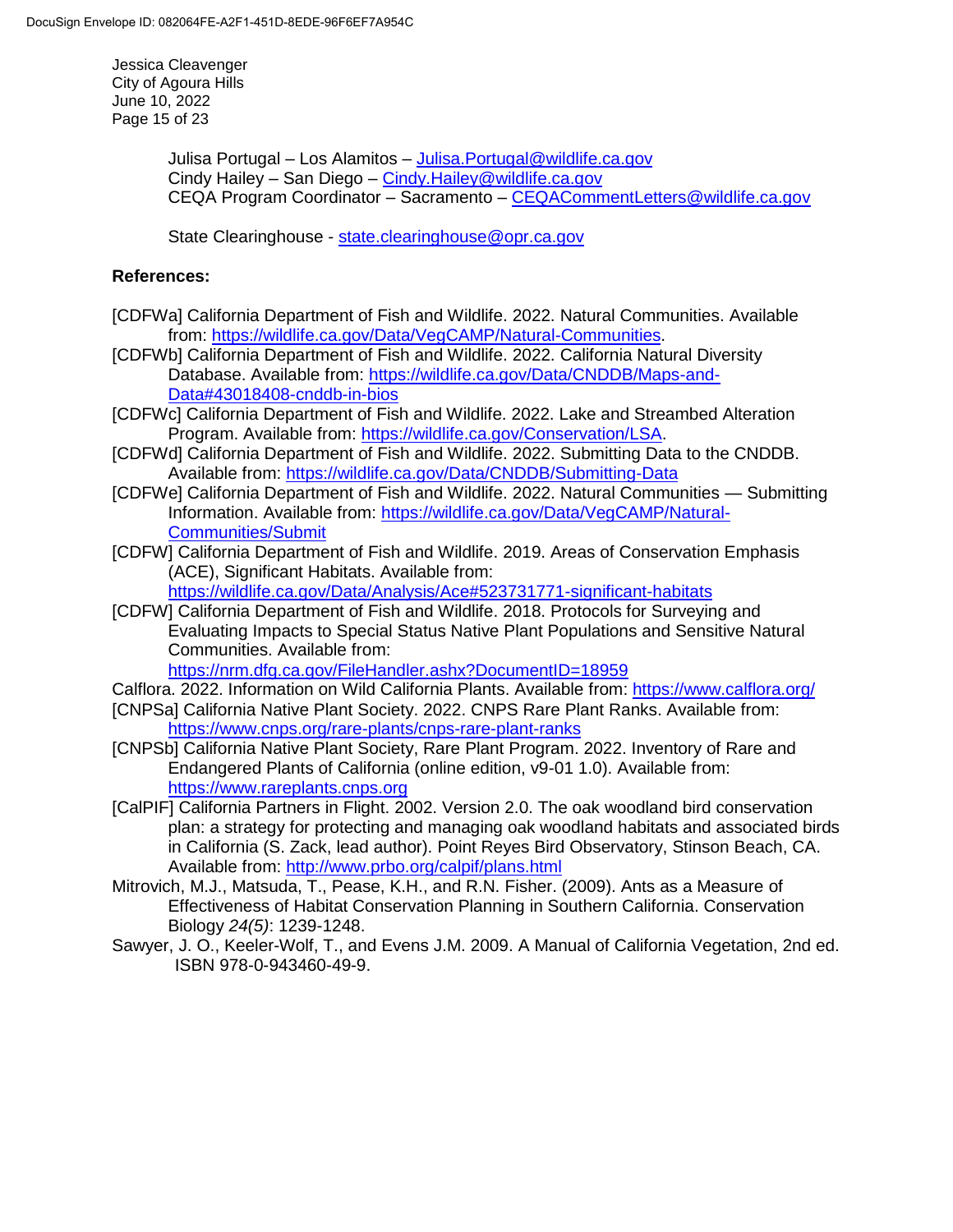Julisa Portugal – Los Alamitos – Julisa.Portugal@wildlife.ca.gov
Cindy Hailey – San Diego – Cindy.Hailey@wildlife.ca.gov
CEQA Program Coordinator – Sacramento – CEQACommentLetters@wildlife.ca.gov

State Clearinghouse - state.clearinghouse@opr.ca.gov

**References:**

[CDFWa] California Department of Fish and Wildlife. 2022. Natural Communities. Available from: https://wildlife.ca.gov/Data/VegCAMP/Natural-Communities.

[CDFWb] California Department of Fish and Wildlife. 2022. California Natural Diversity Database. Available from: https://wildlife.ca.gov/Data/CNDDB/Maps-and-Data#43018408-cnddb-in-bios

[CDFWc] California Department of Fish and Wildlife. 2022. Lake and Streambed Alteration Program. Available from: https://wildlife.ca.gov/Conservation/LSA.

[CDFWd] California Department of Fish and Wildlife. 2022. Submitting Data to the CNDDB. Available from: https://wildlife.ca.gov/Data/CNDDB/Submitting-Data

[CDFWe] California Department of Fish and Wildlife. 2022. Natural Communities — Submitting Information. Available from: https://wildlife.ca.gov/Data/VegCAMP/Natural-Communities/Submit

[CDFW] California Department of Fish and Wildlife. 2019. Areas of Conservation Emphasis (ACE), Significant Habitats. Available from: https://wildlife.ca.gov/Data/Analysis/Ace#523731771-significant-habitats

[CDFW] California Department of Fish and Wildlife. 2018. Protocols for Surveying and Evaluating Impacts to Special Status Native Plant Populations and Sensitive Natural Communities. Available from: https://nrm.dfg.ca.gov/FileHandler.ashx?DocumentID=18959

Calflora. 2022. Information on Wild California Plants. Available from: https://www.calflora.org/

[CNPSa] California Native Plant Society. 2022. CNPS Rare Plant Ranks. Available from: https://www.cnps.org/rare-plants/cnps-rare-plant-ranks

[CNPSb] California Native Plant Society, Rare Plant Program. 2022. Inventory of Rare and Endangered Plants of California (online edition, v9-01 1.0). Available from: https://www.rareplants.cnps.org

[CalPIF] California Partners in Flight. 2002. Version 2.0. The oak woodland bird conservation plan: a strategy for protecting and managing oak woodland habitats and associated birds in California (S. Zack, lead author). Point Reyes Bird Observatory, Stinson Beach, CA. Available from: http://www.prbo.org/calpif/plans.html

Mitrovich, M.J., Matsuda, T., Pease, K.H., and R.N. Fisher. (2009). Ants as a Measure of Effectiveness of Habitat Conservation Planning in Southern California. Conservation Biology *24(5)*: 1239-1248.

Sawyer, J. O., Keeler-Wolf, T., and Evens J.M. 2009. A Manual of California Vegetation, 2nd ed. ISBN 978-0-943460-49-9.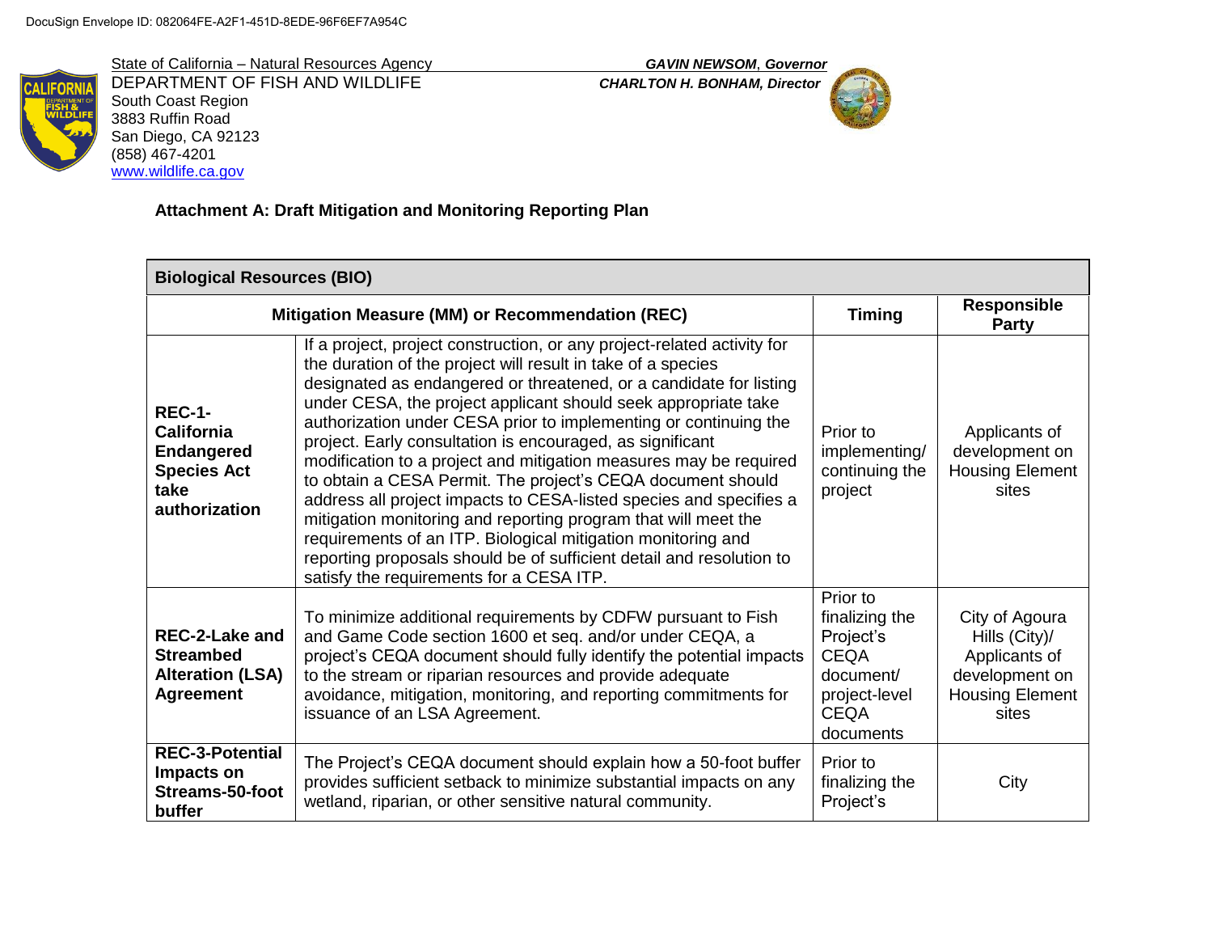DocuSign Envelope ID: 082064FE-A2F1-451D-8EDE-96F6EF7A954C

State of California – Natural Resources Agency
DEPARTMENT OF FISH AND WILDLIFE
South Coast Region
3883 Ruffin Road
San Diego, CA 92123
(858) 467-4201
www.wildlife.ca.gov

***GAVIN NEWSOM*, *Governor***
***CHARLTON H. BONHAM, Director***

**Attachment A: Draft Mitigation and Monitoring Reporting Plan**

| **Biological Resources (BIO)** | | | |
|---|---|---|---|
| **Mitigation Measure (MM) or Recommendation (REC)** | | **Timing** | **Responsible Party** |
| **REC-1-California Endangered Species Act take authorization** | If a project, project construction, or any project-related activity for the duration of the project will result in take of a species designated as endangered or threatened, or a candidate for listing under CESA, the project applicant should seek appropriate take authorization under CESA prior to implementing or continuing the project. Early consultation is encouraged, as significant modification to a project and mitigation measures may be required to obtain a CESA Permit. The project's CEQA document should address all project impacts to CESA-listed species and specifies a mitigation monitoring and reporting program that will meet the requirements of an ITP. Biological mitigation monitoring and reporting proposals should be of sufficient detail and resolution to satisfy the requirements for a CESA ITP. | Prior to implementing/ continuing the project | Applicants of development on Housing Element sites |
| **REC-2-Lake and Streambed Alteration (LSA) Agreement** | To minimize additional requirements by CDFW pursuant to Fish and Game Code section 1600 et seq. and/or under CEQA, a project's CEQA document should fully identify the potential impacts to the stream or riparian resources and provide adequate avoidance, mitigation, monitoring, and reporting commitments for issuance of an LSA Agreement. | Prior to finalizing the Project's CEQA document/ project-level CEQA documents | City of Agoura Hills (City)/ Applicants of development on Housing Element sites |
| **REC-3-Potential Impacts on Streams-50-foot buffer** | The Project's CEQA document should explain how a 50-foot buffer provides sufficient setback to minimize substantial impacts on any wetland, riparian, or other sensitive natural community. | Prior to finalizing the Project's | City |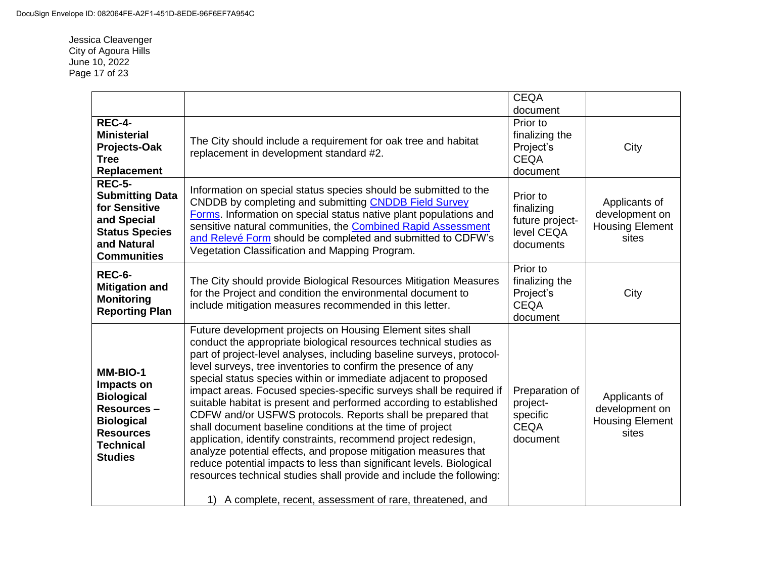| | | | |
|---|---|---|---|
| | | CEQA document | |
| **REC-4-Ministerial Projects-Oak Tree Replacement** | The City should include a requirement for oak tree and habitat replacement in development standard #2. | Prior to finalizing the Project's CEQA document | City |
| **REC-5-Submitting Data for Sensitive and Special Status Species and Natural Communities** | Information on special status species should be submitted to the CNDDB by completing and submitting CNDDB Field Survey Forms. Information on special status native plant populations and sensitive natural communities, the Combined Rapid Assessment and Relevé Form should be completed and submitted to CDFW's Vegetation Classification and Mapping Program. | Prior to finalizing future project-level CEQA documents | Applicants of development on Housing Element sites |
| **REC-6-Mitigation and Monitoring Reporting Plan** | The City should provide Biological Resources Mitigation Measures for the Project and condition the environmental document to include mitigation measures recommended in this letter. | Prior to finalizing the Project's CEQA document | City |
| **MM-BIO-1 Impacts on Biological Resources – Biological Resources Technical Studies** | Future development projects on Housing Element sites shall conduct the appropriate biological resources technical studies as part of project-level analyses, including baseline surveys, protocol-level surveys, tree inventories to confirm the presence of any special status species within or immediate adjacent to proposed impact areas. Focused species-specific surveys shall be required if suitable habitat is present and performed according to established CDFW and/or USFWS protocols. Reports shall be prepared that shall document baseline conditions at the time of project application, identify constraints, recommend project redesign, analyze potential effects, and propose mitigation measures that reduce potential impacts to less than significant levels. Biological resources technical studies shall provide and include the following:<br><br>1) A complete, recent, assessment of rare, threatened, and | Preparation of project-specific CEQA document | Applicants of development on Housing Element sites |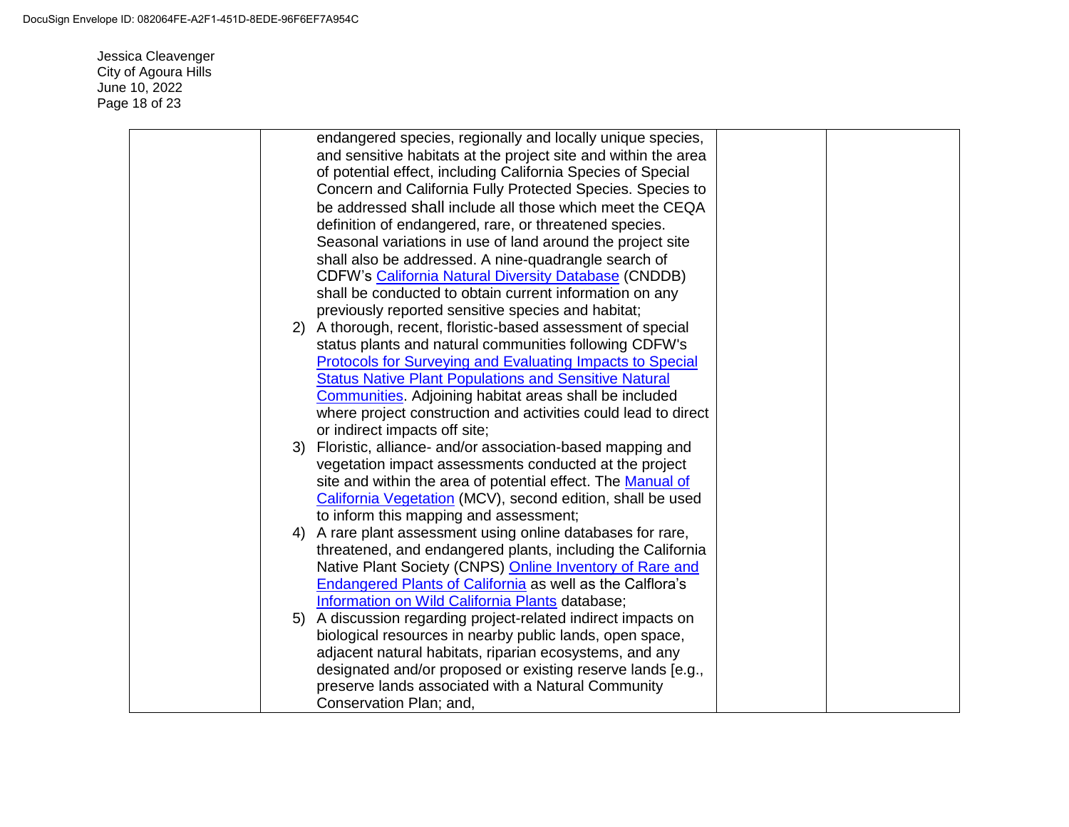| | | | |
|---|---|---|---|
| | endangered species, regionally and locally unique species, and sensitive habitats at the project site and within the area of potential effect, including California Species of Special Concern and California Fully Protected Species. Species to be addressed shall include all those which meet the CEQA definition of endangered, rare, or threatened species. Seasonal variations in use of land around the project site shall also be addressed. A nine-quadrangle search of CDFW's California Natural Diversity Database (CNDDB) shall be conducted to obtain current information on any previously reported sensitive species and habitat;<br>2) A thorough, recent, floristic-based assessment of special status plants and natural communities following CDFW's Protocols for Surveying and Evaluating Impacts to Special Status Native Plant Populations and Sensitive Natural Communities. Adjoining habitat areas shall be included where project construction and activities could lead to direct or indirect impacts off site;<br>3) Floristic, alliance- and/or association-based mapping and vegetation impact assessments conducted at the project site and within the area of potential effect. The Manual of California Vegetation (MCV), second edition, shall be used to inform this mapping and assessment;<br>4) A rare plant assessment using online databases for rare, threatened, and endangered plants, including the California Native Plant Society (CNPS) Online Inventory of Rare and Endangered Plants of California as well as the Calflora's Information on Wild California Plants database;<br>5) A discussion regarding project-related indirect impacts on biological resources in nearby public lands, open space, adjacent natural habitats, riparian ecosystems, and any designated and/or proposed or existing reserve lands [e.g., preserve lands associated with a Natural Community Conservation Plan; and, | | |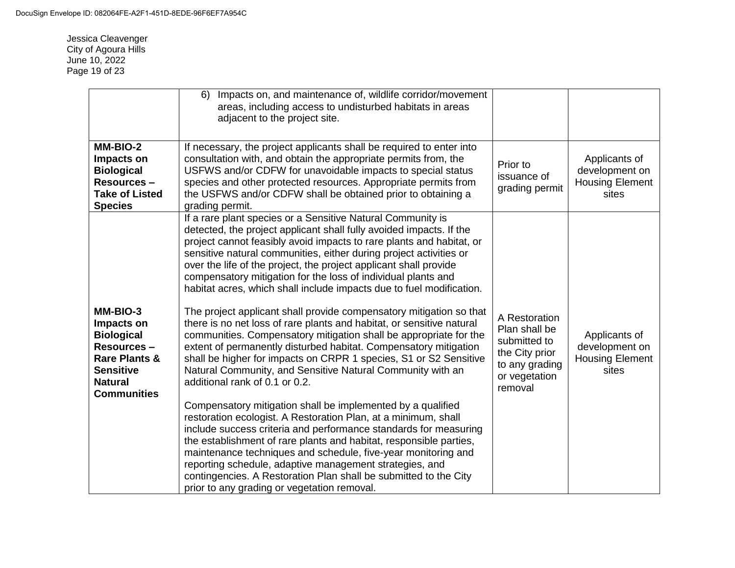| | | | |
|---|---|---|---|
| | 6) Impacts on, and maintenance of, wildlife corridor/movement areas, including access to undisturbed habitats in areas adjacent to the project site. | | |
| **MM-BIO-2 Impacts on Biological Resources – Take of Listed Species** | If necessary, the project applicants shall be required to enter into consultation with, and obtain the appropriate permits from, the USFWS and/or CDFW for unavoidable impacts to special status species and other protected resources. Appropriate permits from the USFWS and/or CDFW shall be obtained prior to obtaining a grading permit. | Prior to issuance of grading permit | Applicants of development on Housing Element sites |
| **MM-BIO-3 Impacts on Biological Resources – Rare Plants & Sensitive Natural Communities** | If a rare plant species or a Sensitive Natural Community is detected, the project applicant shall fully avoided impacts. If the project cannot feasibly avoid impacts to rare plants and habitat, or sensitive natural communities, either during project activities or over the life of the project, the project applicant shall provide compensatory mitigation for the loss of individual plants and habitat acres, which shall include impacts due to fuel modification.<br><br>The project applicant shall provide compensatory mitigation so that there is no net loss of rare plants and habitat, or sensitive natural communities. Compensatory mitigation shall be appropriate for the extent of permanently disturbed habitat. Compensatory mitigation shall be higher for impacts on CRPR 1 species, S1 or S2 Sensitive Natural Community, and Sensitive Natural Community with an additional rank of 0.1 or 0.2.<br><br>Compensatory mitigation shall be implemented by a qualified restoration ecologist. A Restoration Plan, at a minimum, shall include success criteria and performance standards for measuring the establishment of rare plants and habitat, responsible parties, maintenance techniques and schedule, five-year monitoring and reporting schedule, adaptive management strategies, and contingencies. A Restoration Plan shall be submitted to the City prior to any grading or vegetation removal. | A Restoration Plan shall be submitted to the City prior to any grading or vegetation removal | Applicants of development on Housing Element sites |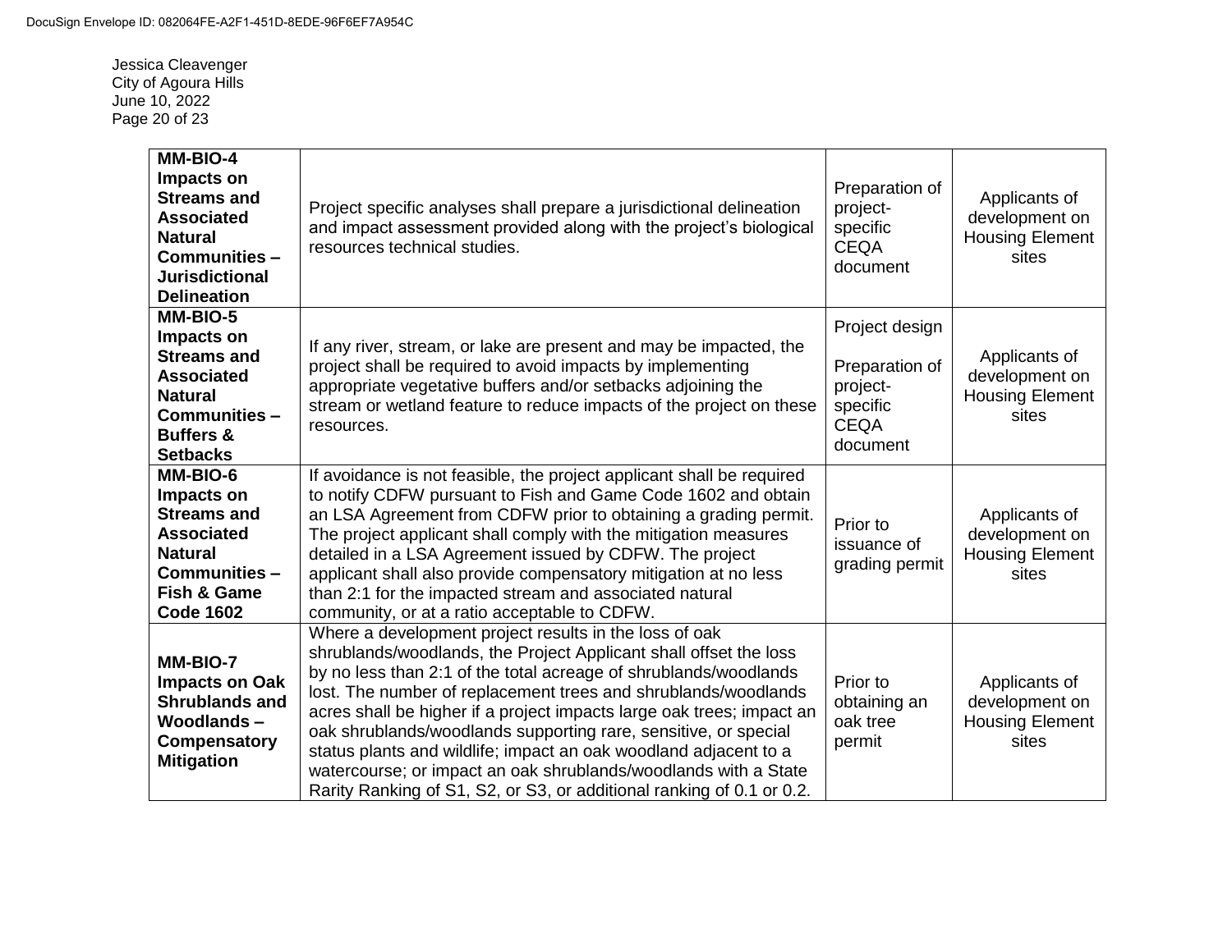| | | | |
|---|---|---|---|
| **MM-BIO-4 Impacts on Streams and Associated Natural Communities – Jurisdictional Delineation** | Project specific analyses shall prepare a jurisdictional delineation and impact assessment provided along with the project's biological resources technical studies. | Preparation of project-specific CEQA document | Applicants of development on Housing Element sites |
| **MM-BIO-5 Impacts on Streams and Associated Natural Communities – Buffers & Setbacks** | If any river, stream, or lake are present and may be impacted, the project shall be required to avoid impacts by implementing appropriate vegetative buffers and/or setbacks adjoining the stream or wetland feature to reduce impacts of the project on these resources. | Project design<br><br>Preparation of project-specific CEQA document | Applicants of development on Housing Element sites |
| **MM-BIO-6 Impacts on Streams and Associated Natural Communities – Fish & Game Code 1602** | If avoidance is not feasible, the project applicant shall be required to notify CDFW pursuant to Fish and Game Code 1602 and obtain an LSA Agreement from CDFW prior to obtaining a grading permit. The project applicant shall comply with the mitigation measures detailed in a LSA Agreement issued by CDFW. The project applicant shall also provide compensatory mitigation at no less than 2:1 for the impacted stream and associated natural community, or at a ratio acceptable to CDFW. | Prior to issuance of grading permit | Applicants of development on Housing Element sites |
| **MM-BIO-7 Impacts on Oak Shrublands and Woodlands – Compensatory Mitigation** | Where a development project results in the loss of oak shrublands/woodlands, the Project Applicant shall offset the loss by no less than 2:1 of the total acreage of shrublands/woodlands lost. The number of replacement trees and shrublands/woodlands acres shall be higher if a project impacts large oak trees; impact an oak shrublands/woodlands supporting rare, sensitive, or special status plants and wildlife; impact an oak woodland adjacent to a watercourse; or impact an oak shrublands/woodlands with a State Rarity Ranking of S1, S2, or S3, or additional ranking of 0.1 or 0.2. | Prior to obtaining an oak tree permit | Applicants of development on Housing Element sites |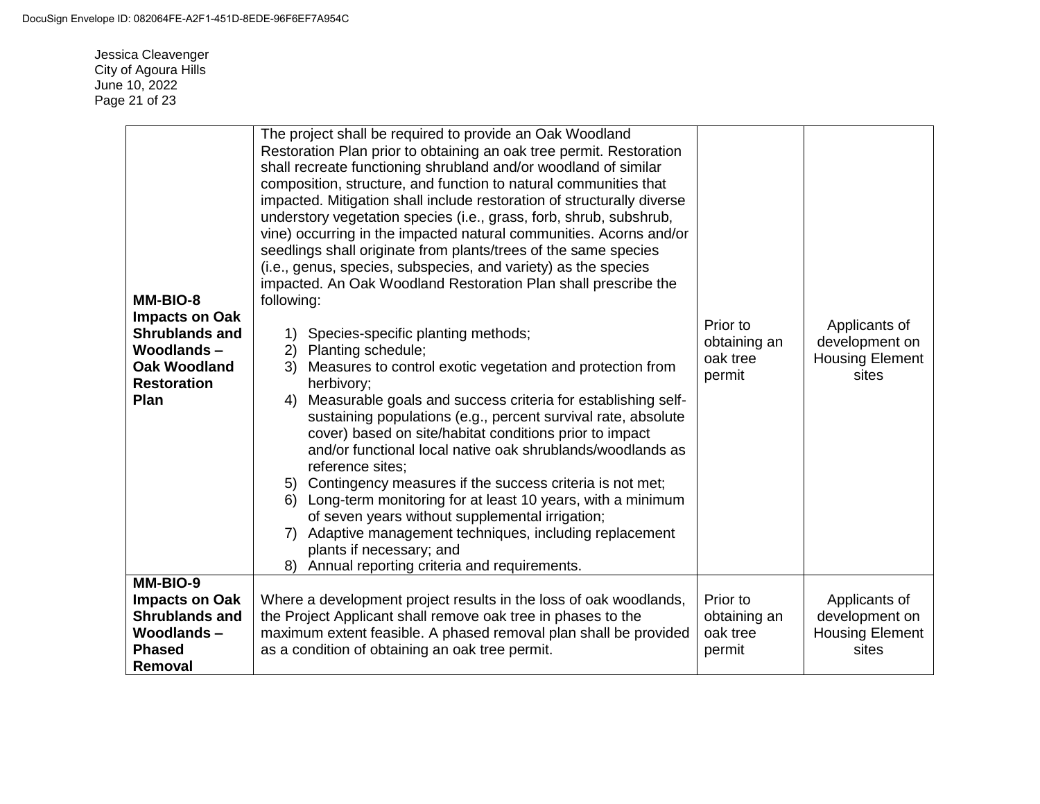| MM-BIO-8 Impacts on Oak Shrublands and Woodlands – Oak Woodland Restoration Plan | The project shall be required to provide an Oak Woodland Restoration Plan prior to obtaining an oak tree permit. Restoration shall recreate functioning shrubland and/or woodland of similar composition, structure, and function to natural communities that impacted. Mitigation shall include restoration of structurally diverse understory vegetation species (i.e., grass, forb, shrub, subshrub, vine) occurring in the impacted natural communities. Acorns and/or seedlings shall originate from plants/trees of the same species (i.e., genus, species, subspecies, and variety) as the species impacted. An Oak Woodland Restoration Plan shall prescribe the following:<br><br>1) Species-specific planting methods;<br>2) Planting schedule;<br>3) Measures to control exotic vegetation and protection from herbivory;<br>4) Measurable goals and success criteria for establishing self-sustaining populations (e.g., percent survival rate, absolute cover) based on site/habitat conditions prior to impact and/or functional local native oak shrublands/woodlands as reference sites;<br>5) Contingency measures if the success criteria is not met;<br>6) Long-term monitoring for at least 10 years, with a minimum of seven years without supplemental irrigation;<br>7) Adaptive management techniques, including replacement plants if necessary; and<br>8) Annual reporting criteria and requirements. | Prior to obtaining an oak tree permit | Applicants of development on Housing Element sites |
|---|---|---|---|
| **MM-BIO-9 Impacts on Oak Shrublands and Woodlands – Phased Removal** | Where a development project results in the loss of oak woodlands, the Project Applicant shall remove oak tree in phases to the maximum extent feasible. A phased removal plan shall be provided as a condition of obtaining an oak tree permit. | Prior to obtaining an oak tree permit | Applicants of development on Housing Element sites |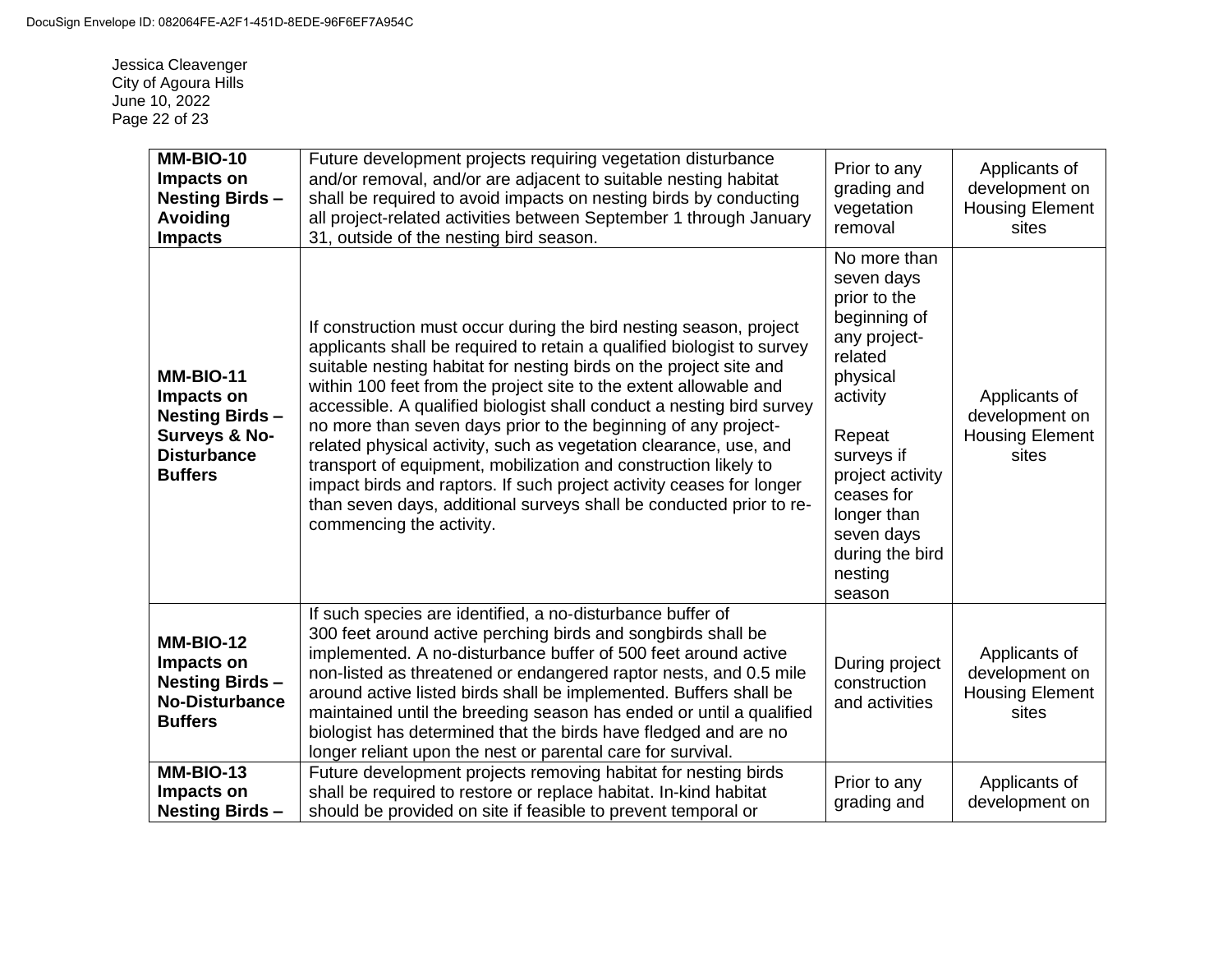| **MM-BIO-10 Impacts on Nesting Birds – Avoiding Impacts** | Future development projects requiring vegetation disturbance and/or removal, and/or are adjacent to suitable nesting habitat shall be required to avoid impacts on nesting birds by conducting all project-related activities between September 1 through January 31, outside of the nesting bird season. | Prior to any grading and vegetation removal | Applicants of development on Housing Element sites |
|---|---|---|---|
| **MM-BIO-11 Impacts on Nesting Birds – Surveys & No-Disturbance Buffers** | If construction must occur during the bird nesting season, project applicants shall be required to retain a qualified biologist to survey suitable nesting habitat for nesting birds on the project site and within 100 feet from the project site to the extent allowable and accessible. A qualified biologist shall conduct a nesting bird survey no more than seven days prior to the beginning of any project-related physical activity, such as vegetation clearance, use, and transport of equipment, mobilization and construction likely to impact birds and raptors. If such project activity ceases for longer than seven days, additional surveys shall be conducted prior to re-commencing the activity. | No more than seven days prior to the beginning of any project-related physical activity<br><br>Repeat surveys if project activity ceases for longer than seven days during the bird nesting season | Applicants of development on Housing Element sites |
| **MM-BIO-12 Impacts on Nesting Birds – No-Disturbance Buffers** | If such species are identified, a no-disturbance buffer of 300 feet around active perching birds and songbirds shall be implemented. A no-disturbance buffer of 500 feet around active non-listed as threatened or endangered raptor nests, and 0.5 mile around active listed birds shall be implemented. Buffers shall be maintained until the breeding season has ended or until a qualified biologist has determined that the birds have fledged and are no longer reliant upon the nest or parental care for survival. | During project construction and activities | Applicants of development on Housing Element sites |
| **MM-BIO-13 Impacts on Nesting Birds –** | Future development projects removing habitat for nesting birds shall be required to restore or replace habitat. In-kind habitat should be provided on site if feasible to prevent temporal or | Prior to any grading and | Applicants of development on |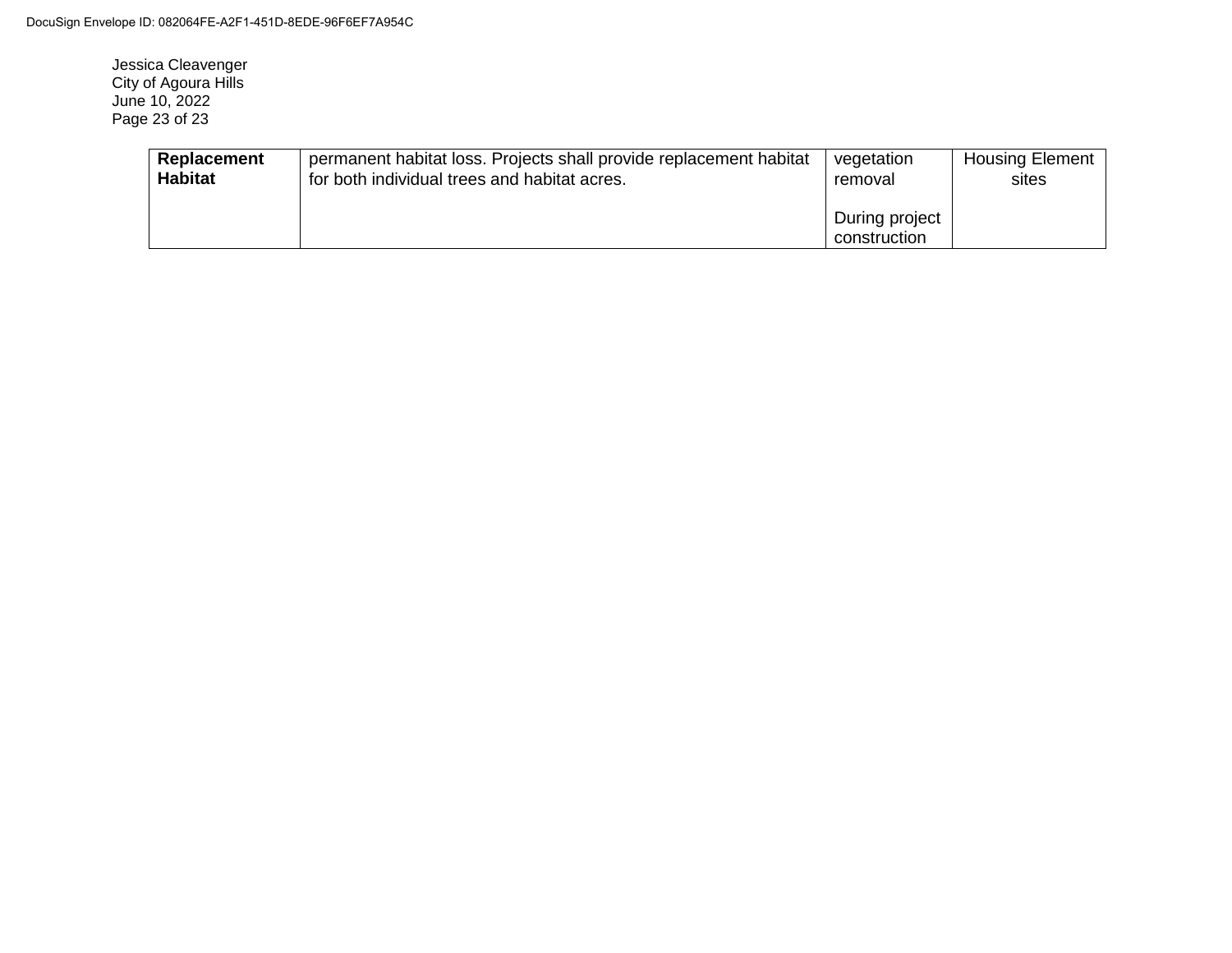| | | | |
|---|---|---|---|
| **Replacement Habitat** | permanent habitat loss. Projects shall provide replacement habitat for both individual trees and habitat acres. | vegetation removal<br><br>During project construction | Housing Element sites |